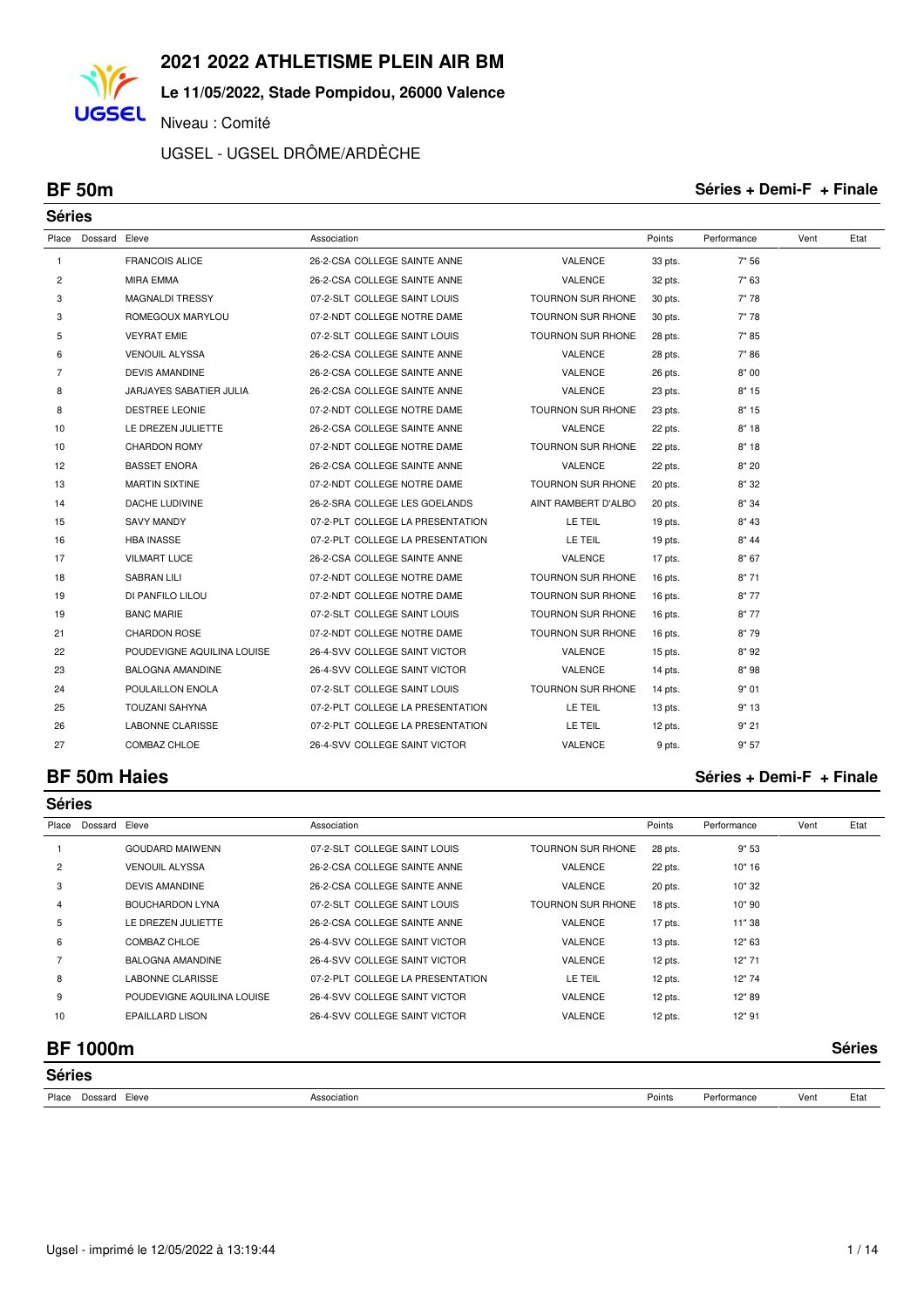# 2021 2022 ATHLETISME PLEIN AIR BM

**Le 11/05/2022, Stade Pompidou, 26000 Valence**

Niveau : Comité

UGSEL - UGSEL DRÔME/ARDÈCHE

## BF 50m

**Séries + Demi-F + Finale**

### Séries

| Place | Dossard | Eleve | Association | | Points | Performance | Vent | Etat |
|---|---|---|---|---|---|---|---|---|
| 1 | | FRANCOIS ALICE | 26-2-CSA COLLEGE SAINTE ANNE | VALENCE | 33 pts. | 7" 56 | | |
| 2 | | MIRA EMMA | 26-2-CSA COLLEGE SAINTE ANNE | VALENCE | 32 pts. | 7" 63 | | |
| 3 | | MAGNALDI TRESSY | 07-2-SLT COLLEGE SAINT LOUIS | TOURNON SUR RHONE | 30 pts. | 7" 78 | | |
| 3 | | ROMEGOUX MARYLOU | 07-2-NDT COLLEGE NOTRE DAME | TOURNON SUR RHONE | 30 pts. | 7" 78 | | |
| 5 | | VEYRAT EMIE | 07-2-SLT COLLEGE SAINT LOUIS | TOURNON SUR RHONE | 28 pts. | 7" 85 | | |
| 6 | | VENOUIL ALYSSA | 26-2-CSA COLLEGE SAINTE ANNE | VALENCE | 28 pts. | 7" 86 | | |
| 7 | | DEVIS AMANDINE | 26-2-CSA COLLEGE SAINTE ANNE | VALENCE | 26 pts. | 8" 00 | | |
| 8 | | JARJAYES SABATIER JULIA | 26-2-CSA COLLEGE SAINTE ANNE | VALENCE | 23 pts. | 8" 15 | | |
| 8 | | DESTREE LEONIE | 07-2-NDT COLLEGE NOTRE DAME | TOURNON SUR RHONE | 23 pts. | 8" 15 | | |
| 10 | | LE DREZEN JULIETTE | 26-2-CSA COLLEGE SAINTE ANNE | VALENCE | 22 pts. | 8" 18 | | |
| 10 | | CHARDON ROMY | 07-2-NDT COLLEGE NOTRE DAME | TOURNON SUR RHONE | 22 pts. | 8" 18 | | |
| 12 | | BASSET ENORA | 26-2-CSA COLLEGE SAINTE ANNE | VALENCE | 22 pts. | 8" 20 | | |
| 13 | | MARTIN SIXTINE | 07-2-NDT COLLEGE NOTRE DAME | TOURNON SUR RHONE | 20 pts. | 8" 32 | | |
| 14 | | DACHE LUDIVINE | 26-2-SRA COLLEGE LES GOELANDS | AINT RAMBERT D'ALBO | 20 pts. | 8" 34 | | |
| 15 | | SAVY MANDY | 07-2-PLT COLLEGE LA PRESENTATION | LE TEIL | 19 pts. | 8" 43 | | |
| 16 | | HBA INASSE | 07-2-PLT COLLEGE LA PRESENTATION | LE TEIL | 19 pts. | 8" 44 | | |
| 17 | | VILMART LUCE | 26-2-CSA COLLEGE SAINTE ANNE | VALENCE | 17 pts. | 8" 67 | | |
| 18 | | SABRAN LILI | 07-2-NDT COLLEGE NOTRE DAME | TOURNON SUR RHONE | 16 pts. | 8" 71 | | |
| 19 | | DI PANFILO LILOU | 07-2-NDT COLLEGE NOTRE DAME | TOURNON SUR RHONE | 16 pts. | 8" 77 | | |
| 19 | | BANC MARIE | 07-2-SLT COLLEGE SAINT LOUIS | TOURNON SUR RHONE | 16 pts. | 8" 77 | | |
| 21 | | CHARDON ROSE | 07-2-NDT COLLEGE NOTRE DAME | TOURNON SUR RHONE | 16 pts. | 8" 79 | | |
| 22 | | POUDEVIGNE AQUILINA LOUISE | 26-4-SVV COLLEGE SAINT VICTOR | VALENCE | 15 pts. | 8" 92 | | |
| 23 | | BALOGNA AMANDINE | 26-4-SVV COLLEGE SAINT VICTOR | VALENCE | 14 pts. | 8" 98 | | |
| 24 | | POULAILLON ENOLA | 07-2-SLT COLLEGE SAINT LOUIS | TOURNON SUR RHONE | 14 pts. | 9" 01 | | |
| 25 | | TOUZANI SAHYNA | 07-2-PLT COLLEGE LA PRESENTATION | LE TEIL | 13 pts. | 9" 13 | | |
| 26 | | LABONNE CLARISSE | 07-2-PLT COLLEGE LA PRESENTATION | LE TEIL | 12 pts. | 9" 21 | | |
| 27 | | COMBAZ CHLOE | 26-4-SVV COLLEGE SAINT VICTOR | VALENCE | 9 pts. | 9" 57 | | |

## BF 50m Haies

**Séries + Demi-F + Finale**

### Séries

| Place | Dossard | Eleve | Association | | Points | Performance | Vent | Etat |
|---|---|---|---|---|---|---|---|---|
| 1 | | GOUDARD MAIWENN | 07-2-SLT COLLEGE SAINT LOUIS | TOURNON SUR RHONE | 28 pts. | 9" 53 | | |
| 2 | | VENOUIL ALYSSA | 26-2-CSA COLLEGE SAINTE ANNE | VALENCE | 22 pts. | 10" 16 | | |
| 3 | | DEVIS AMANDINE | 26-2-CSA COLLEGE SAINTE ANNE | VALENCE | 20 pts. | 10" 32 | | |
| 4 | | BOUCHARDON LYNA | 07-2-SLT COLLEGE SAINT LOUIS | TOURNON SUR RHONE | 18 pts. | 10" 90 | | |
| 5 | | LE DREZEN JULIETTE | 26-2-CSA COLLEGE SAINTE ANNE | VALENCE | 17 pts. | 11" 38 | | |
| 6 | | COMBAZ CHLOE | 26-4-SVV COLLEGE SAINT VICTOR | VALENCE | 13 pts. | 12" 63 | | |
| 7 | | BALOGNA AMANDINE | 26-4-SVV COLLEGE SAINT VICTOR | VALENCE | 12 pts. | 12" 71 | | |
| 8 | | LABONNE CLARISSE | 07-2-PLT COLLEGE LA PRESENTATION | LE TEIL | 12 pts. | 12" 74 | | |
| 9 | | POUDEVIGNE AQUILINA LOUISE | 26-4-SVV COLLEGE SAINT VICTOR | VALENCE | 12 pts. | 12" 89 | | |
| 10 | | EPAILLARD LISON | 26-4-SVV COLLEGE SAINT VICTOR | VALENCE | 12 pts. | 12" 91 | | |

## BF 1000m

**Séries**

### Séries

| Place | Dossard | Eleve | Association | | Points | Performance | Vent | Etat |
|---|---|---|---|---|---|---|---|---|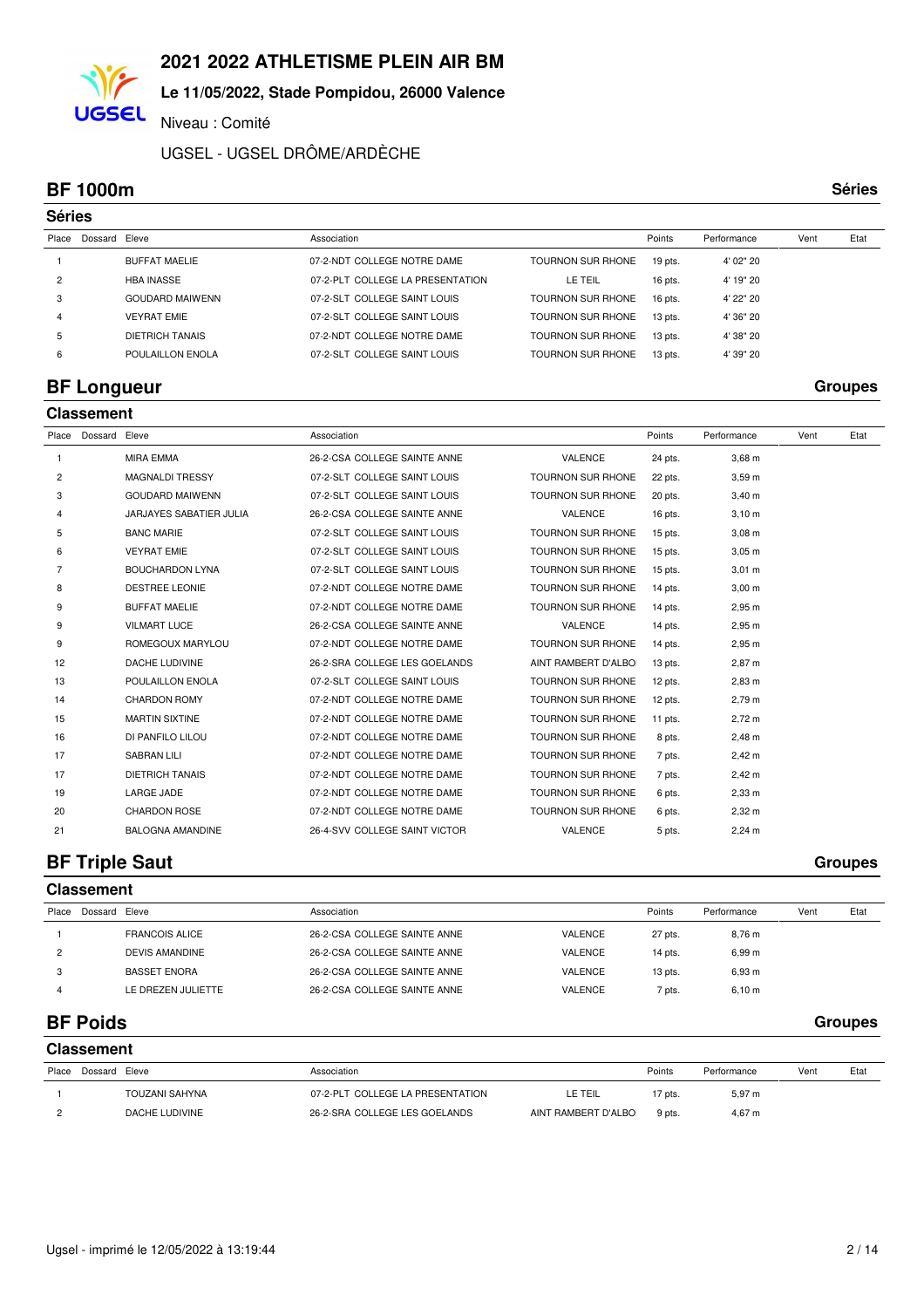# 2021 2022 ATHLETISME PLEIN AIR BM

**Le 11/05/2022, Stade Pompidou, 26000 Valence**

Niveau : Comité

UGSEL - UGSEL DRÔME/ARDÈCHE

## BF 1000m

**Séries**

### Séries

| Place | Dossard | Eleve | Association | | Points | Performance | Vent | Etat |
|---|---|---|---|---|---|---|---|---|
| 1 | | BUFFAT MAELIE | 07-2-NDT COLLEGE NOTRE DAME | TOURNON SUR RHONE | 19 pts. | 4' 02" 20 | | |
| 2 | | HBA INASSE | 07-2-PLT COLLEGE LA PRESENTATION | LE TEIL | 16 pts. | 4' 19" 20 | | |
| 3 | | GOUDARD MAIWENN | 07-2-SLT COLLEGE SAINT LOUIS | TOURNON SUR RHONE | 16 pts. | 4' 22" 20 | | |
| 4 | | VEYRAT EMIE | 07-2-SLT COLLEGE SAINT LOUIS | TOURNON SUR RHONE | 13 pts. | 4' 36" 20 | | |
| 5 | | DIETRICH TANAIS | 07-2-NDT COLLEGE NOTRE DAME | TOURNON SUR RHONE | 13 pts. | 4' 38" 20 | | |
| 6 | | POULAILLON ENOLA | 07-2-SLT COLLEGE SAINT LOUIS | TOURNON SUR RHONE | 13 pts. | 4' 39" 20 | | |

## BF Longueur

**Groupes**

### Classement

| Place | Dossard | Eleve | Association | | Points | Performance | Vent | Etat |
|---|---|---|---|---|---|---|---|---|
| 1 | | MIRA EMMA | 26-2-CSA COLLEGE SAINTE ANNE | VALENCE | 24 pts. | 3,68 m | | |
| 2 | | MAGNALDI TRESSY | 07-2-SLT COLLEGE SAINT LOUIS | TOURNON SUR RHONE | 22 pts. | 3,59 m | | |
| 3 | | GOUDARD MAIWENN | 07-2-SLT COLLEGE SAINT LOUIS | TOURNON SUR RHONE | 20 pts. | 3,40 m | | |
| 4 | | JARJAYES SABATIER JULIA | 26-2-CSA COLLEGE SAINTE ANNE | VALENCE | 16 pts. | 3,10 m | | |
| 5 | | BANC MARIE | 07-2-SLT COLLEGE SAINT LOUIS | TOURNON SUR RHONE | 15 pts. | 3,08 m | | |
| 6 | | VEYRAT EMIE | 07-2-SLT COLLEGE SAINT LOUIS | TOURNON SUR RHONE | 15 pts. | 3,05 m | | |
| 7 | | BOUCHARDON LYNA | 07-2-SLT COLLEGE SAINT LOUIS | TOURNON SUR RHONE | 15 pts. | 3,01 m | | |
| 8 | | DESTREE LEONIE | 07-2-NDT COLLEGE NOTRE DAME | TOURNON SUR RHONE | 14 pts. | 3,00 m | | |
| 9 | | BUFFAT MAELIE | 07-2-NDT COLLEGE NOTRE DAME | TOURNON SUR RHONE | 14 pts. | 2,95 m | | |
| 9 | | VILMART LUCE | 26-2-CSA COLLEGE SAINTE ANNE | VALENCE | 14 pts. | 2,95 m | | |
| 9 | | ROMEGOUX MARYLOU | 07-2-NDT COLLEGE NOTRE DAME | TOURNON SUR RHONE | 14 pts. | 2,95 m | | |
| 12 | | DACHE LUDIVINE | 26-2-SRA COLLEGE LES GOELANDS | AINT RAMBERT D'ALBO | 13 pts. | 2,87 m | | |
| 13 | | POULAILLON ENOLA | 07-2-SLT COLLEGE SAINT LOUIS | TOURNON SUR RHONE | 12 pts. | 2,83 m | | |
| 14 | | CHARDON ROMY | 07-2-NDT COLLEGE NOTRE DAME | TOURNON SUR RHONE | 12 pts. | 2,79 m | | |
| 15 | | MARTIN SIXTINE | 07-2-NDT COLLEGE NOTRE DAME | TOURNON SUR RHONE | 11 pts. | 2,72 m | | |
| 16 | | DI PANFILO LILOU | 07-2-NDT COLLEGE NOTRE DAME | TOURNON SUR RHONE | 8 pts. | 2,48 m | | |
| 17 | | SABRAN LILI | 07-2-NDT COLLEGE NOTRE DAME | TOURNON SUR RHONE | 7 pts. | 2,42 m | | |
| 17 | | DIETRICH TANAIS | 07-2-NDT COLLEGE NOTRE DAME | TOURNON SUR RHONE | 7 pts. | 2,42 m | | |
| 19 | | LARGE JADE | 07-2-NDT COLLEGE NOTRE DAME | TOURNON SUR RHONE | 6 pts. | 2,33 m | | |
| 20 | | CHARDON ROSE | 07-2-NDT COLLEGE NOTRE DAME | TOURNON SUR RHONE | 6 pts. | 2,32 m | | |
| 21 | | BALOGNA AMANDINE | 26-4-SVV COLLEGE SAINT VICTOR | VALENCE | 5 pts. | 2,24 m | | |

## BF Triple Saut

**Groupes**

### Classement

| Place | Dossard | Eleve | Association | | Points | Performance | Vent | Etat |
|---|---|---|---|---|---|---|---|---|
| 1 | | FRANCOIS ALICE | 26-2-CSA COLLEGE SAINTE ANNE | VALENCE | 27 pts. | 8,76 m | | |
| 2 | | DEVIS AMANDINE | 26-2-CSA COLLEGE SAINTE ANNE | VALENCE | 14 pts. | 6,99 m | | |
| 3 | | BASSET ENORA | 26-2-CSA COLLEGE SAINTE ANNE | VALENCE | 13 pts. | 6,93 m | | |
| 4 | | LE DREZEN JULIETTE | 26-2-CSA COLLEGE SAINTE ANNE | VALENCE | 7 pts. | 6,10 m | | |

## BF Poids

**Groupes**

### Classement

| Place | Dossard | Eleve | Association | | Points | Performance | Vent | Etat |
|---|---|---|---|---|---|---|---|---|
| 1 | | TOUZANI SAHYNA | 07-2-PLT COLLEGE LA PRESENTATION | LE TEIL | 17 pts. | 5,97 m | | |
| 2 | | DACHE LUDIVINE | 26-2-SRA COLLEGE LES GOELANDS | AINT RAMBERT D'ALBO | 9 pts. | 4,67 m | | |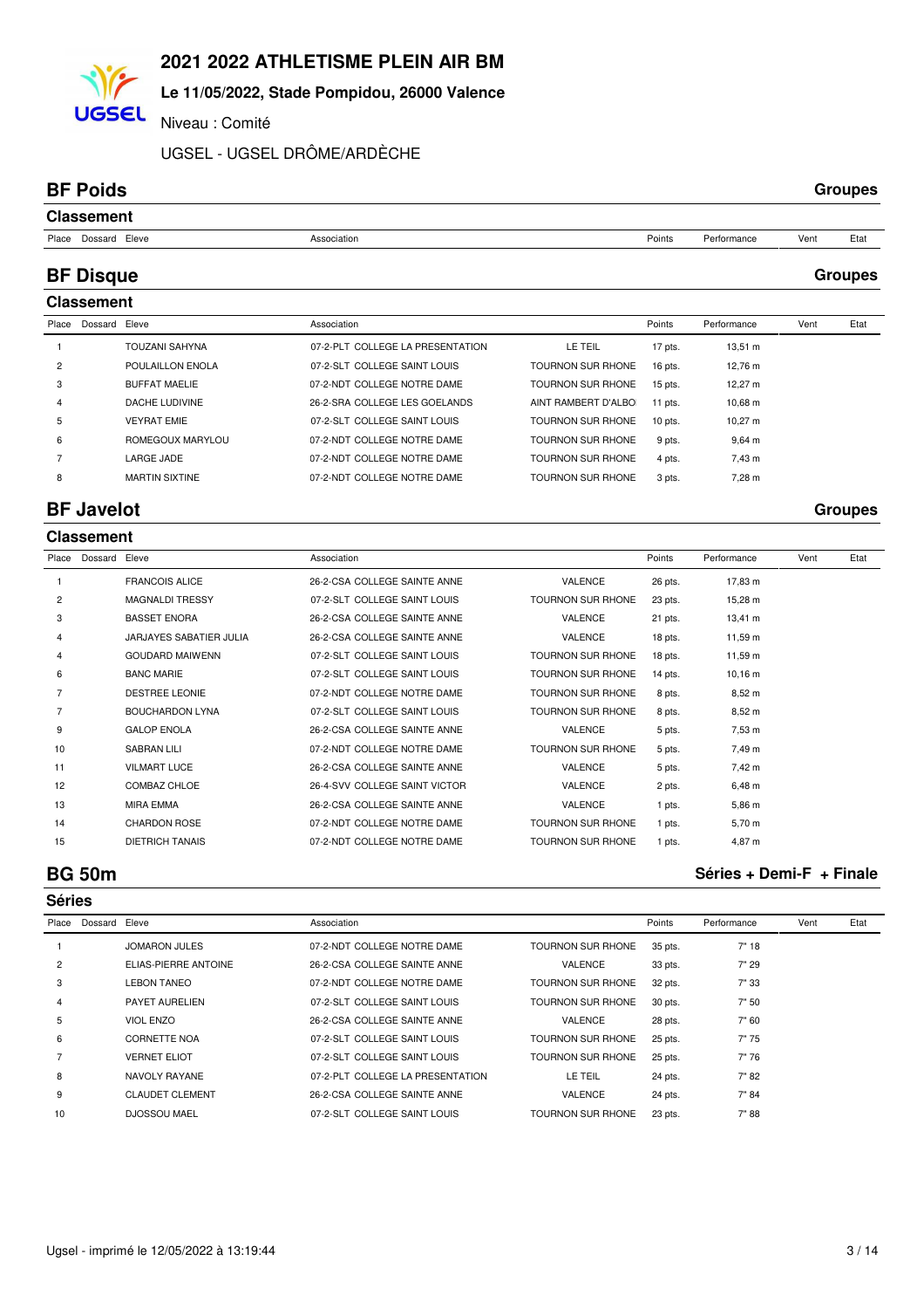# 2021 2022 ATHLETISME PLEIN AIR BM

**Le 11/05/2022, Stade Pompidou, 26000 Valence**

Niveau : Comité

UGSEL - UGSEL DRÔME/ARDÈCHE

## BF Poids — Groupes

### Classement

| Place | Dossard | Eleve | Association | | Points | Performance | Vent | Etat |
|---|---|---|---|---|---|---|---|---|

## BF Disque — Groupes

### Classement

| Place | Dossard | Eleve | Association | | Points | Performance | Vent | Etat |
|---|---|---|---|---|---|---|---|---|
| 1 | | TOUZANI SAHYNA | 07-2-PLT COLLEGE LA PRESENTATION | LE TEIL | 17 pts. | 13,51 m | | |
| 2 | | POULAILLON ENOLA | 07-2-SLT COLLEGE SAINT LOUIS | TOURNON SUR RHONE | 16 pts. | 12,76 m | | |
| 3 | | BUFFAT MAELIE | 07-2-NDT COLLEGE NOTRE DAME | TOURNON SUR RHONE | 15 pts. | 12,27 m | | |
| 4 | | DACHE LUDIVINE | 26-2-SRA COLLEGE LES GOELANDS | AINT RAMBERT D'ALBO | 11 pts. | 10,68 m | | |
| 5 | | VEYRAT EMIE | 07-2-SLT COLLEGE SAINT LOUIS | TOURNON SUR RHONE | 10 pts. | 10,27 m | | |
| 6 | | ROMEGOUX MARYLOU | 07-2-NDT COLLEGE NOTRE DAME | TOURNON SUR RHONE | 9 pts. | 9,64 m | | |
| 7 | | LARGE JADE | 07-2-NDT COLLEGE NOTRE DAME | TOURNON SUR RHONE | 4 pts. | 7,43 m | | |
| 8 | | MARTIN SIXTINE | 07-2-NDT COLLEGE NOTRE DAME | TOURNON SUR RHONE | 3 pts. | 7,28 m | | |

## BF Javelot — Groupes

### Classement

| Place | Dossard | Eleve | Association | | Points | Performance | Vent | Etat |
|---|---|---|---|---|---|---|---|---|
| 1 | | FRANCOIS ALICE | 26-2-CSA COLLEGE SAINTE ANNE | VALENCE | 26 pts. | 17,83 m | | |
| 2 | | MAGNALDI TRESSY | 07-2-SLT COLLEGE SAINT LOUIS | TOURNON SUR RHONE | 23 pts. | 15,28 m | | |
| 3 | | BASSET ENORA | 26-2-CSA COLLEGE SAINTE ANNE | VALENCE | 21 pts. | 13,41 m | | |
| 4 | | JARJAYES SABATIER JULIA | 26-2-CSA COLLEGE SAINTE ANNE | VALENCE | 18 pts. | 11,59 m | | |
| 4 | | GOUDARD MAIWENN | 07-2-SLT COLLEGE SAINT LOUIS | TOURNON SUR RHONE | 18 pts. | 11,59 m | | |
| 6 | | BANC MARIE | 07-2-SLT COLLEGE SAINT LOUIS | TOURNON SUR RHONE | 14 pts. | 10,16 m | | |
| 7 | | DESTREE LEONIE | 07-2-NDT COLLEGE NOTRE DAME | TOURNON SUR RHONE | 8 pts. | 8,52 m | | |
| 7 | | BOUCHARDON LYNA | 07-2-SLT COLLEGE SAINT LOUIS | TOURNON SUR RHONE | 8 pts. | 8,52 m | | |
| 9 | | GALOP ENOLA | 26-2-CSA COLLEGE SAINTE ANNE | VALENCE | 5 pts. | 7,53 m | | |
| 10 | | SABRAN LILI | 07-2-NDT COLLEGE NOTRE DAME | TOURNON SUR RHONE | 5 pts. | 7,49 m | | |
| 11 | | VILMART LUCE | 26-2-CSA COLLEGE SAINTE ANNE | VALENCE | 5 pts. | 7,42 m | | |
| 12 | | COMBAZ CHLOE | 26-4-SVV COLLEGE SAINT VICTOR | VALENCE | 2 pts. | 6,48 m | | |
| 13 | | MIRA EMMA | 26-2-CSA COLLEGE SAINTE ANNE | VALENCE | 1 pts. | 5,86 m | | |
| 14 | | CHARDON ROSE | 07-2-NDT COLLEGE NOTRE DAME | TOURNON SUR RHONE | 1 pts. | 5,70 m | | |
| 15 | | DIETRICH TANAIS | 07-2-NDT COLLEGE NOTRE DAME | TOURNON SUR RHONE | 1 pts. | 4,87 m | | |

## BG 50m — Séries + Demi-F + Finale

### Séries

| Place | Dossard | Eleve | Association | | Points | Performance | Vent | Etat |
|---|---|---|---|---|---|---|---|---|
| 1 | | JOMARON JULES | 07-2-NDT COLLEGE NOTRE DAME | TOURNON SUR RHONE | 35 pts. | 7" 18 | | |
| 2 | | ELIAS-PIERRE ANTOINE | 26-2-CSA COLLEGE SAINTE ANNE | VALENCE | 33 pts. | 7" 29 | | |
| 3 | | LEBON TANEO | 07-2-NDT COLLEGE NOTRE DAME | TOURNON SUR RHONE | 32 pts. | 7" 33 | | |
| 4 | | PAYET AURELIEN | 07-2-SLT COLLEGE SAINT LOUIS | TOURNON SUR RHONE | 30 pts. | 7" 50 | | |
| 5 | | VIOL ENZO | 26-2-CSA COLLEGE SAINTE ANNE | VALENCE | 28 pts. | 7" 60 | | |
| 6 | | CORNETTE NOA | 07-2-SLT COLLEGE SAINT LOUIS | TOURNON SUR RHONE | 25 pts. | 7" 75 | | |
| 7 | | VERNET ELIOT | 07-2-SLT COLLEGE SAINT LOUIS | TOURNON SUR RHONE | 25 pts. | 7" 76 | | |
| 8 | | NAVOLY RAYANE | 07-2-PLT COLLEGE LA PRESENTATION | LE TEIL | 24 pts. | 7" 82 | | |
| 9 | | CLAUDET CLEMENT | 26-2-CSA COLLEGE SAINTE ANNE | VALENCE | 24 pts. | 7" 84 | | |
| 10 | | DJOSSOU MAEL | 07-2-SLT COLLEGE SAINT LOUIS | TOURNON SUR RHONE | 23 pts. | 7" 88 | | |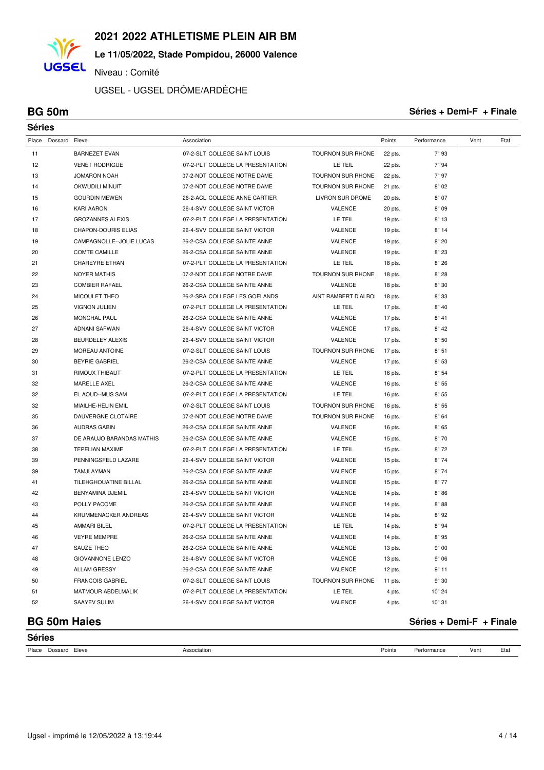# 2021 2022 ATHLETISME PLEIN AIR BM

**Le 11/05/2022, Stade Pompidou, 26000 Valence**

Niveau : Comité

UGSEL - UGSEL DRÔME/ARDÈCHE

## BG 50m

**Séries + Demi-F + Finale**

### Séries

| Place | Dossard | Eleve | Association | | Points | Performance | Vent | Etat |
|---|---|---|---|---|---|---|---|---|
| 11 | | BARNEZET EVAN | 07-2-SLT COLLEGE SAINT LOUIS | TOURNON SUR RHONE | 22 pts. | 7" 93 | | |
| 12 | | VENET RODRIGUE | 07-2-PLT COLLEGE LA PRESENTATION | LE TEIL | 22 pts. | 7" 94 | | |
| 13 | | JOMARON NOAH | 07-2-NDT COLLEGE NOTRE DAME | TOURNON SUR RHONE | 22 pts. | 7" 97 | | |
| 14 | | OKWUDILI MINUIT | 07-2-NDT COLLEGE NOTRE DAME | TOURNON SUR RHONE | 21 pts. | 8" 02 | | |
| 15 | | GOURDIN MEWEN | 26-2-ACL COLLEGE ANNE CARTIER | LIVRON SUR DROME | 20 pts. | 8" 07 | | |
| 16 | | KARI AARON | 26-4-SVV COLLEGE SAINT VICTOR | VALENCE | 20 pts. | 8" 09 | | |
| 17 | | GROZANNES ALEXIS | 07-2-PLT COLLEGE LA PRESENTATION | LE TEIL | 19 pts. | 8" 13 | | |
| 18 | | CHAPON-DOURIS ELIAS | 26-4-SVV COLLEGE SAINT VICTOR | VALENCE | 19 pts. | 8" 14 | | |
| 19 | | CAMPAGNOLLE--JOLIE LUCAS | 26-2-CSA COLLEGE SAINTE ANNE | VALENCE | 19 pts. | 8" 20 | | |
| 20 | | COMTE CAMILLE | 26-2-CSA COLLEGE SAINTE ANNE | VALENCE | 19 pts. | 8" 23 | | |
| 21 | | CHAREYRE ETHAN | 07-2-PLT COLLEGE LA PRESENTATION | LE TEIL | 18 pts. | 8" 26 | | |
| 22 | | NOYER MATHIS | 07-2-NDT COLLEGE NOTRE DAME | TOURNON SUR RHONE | 18 pts. | 8" 28 | | |
| 23 | | COMBIER RAFAEL | 26-2-CSA COLLEGE SAINTE ANNE | VALENCE | 18 pts. | 8" 30 | | |
| 24 | | MICOULET THEO | 26-2-SRA COLLEGE LES GOELANDS | AINT RAMBERT D'ALBO | 18 pts. | 8" 33 | | |
| 25 | | VIGNON JULIEN | 07-2-PLT COLLEGE LA PRESENTATION | LE TEIL | 17 pts. | 8" 40 | | |
| 26 | | MONCHAL PAUL | 26-2-CSA COLLEGE SAINTE ANNE | VALENCE | 17 pts. | 8" 41 | | |
| 27 | | ADNANI SAFWAN | 26-4-SVV COLLEGE SAINT VICTOR | VALENCE | 17 pts. | 8" 42 | | |
| 28 | | BEURDELEY ALEXIS | 26-4-SVV COLLEGE SAINT VICTOR | VALENCE | 17 pts. | 8" 50 | | |
| 29 | | MOREAU ANTOINE | 07-2-SLT COLLEGE SAINT LOUIS | TOURNON SUR RHONE | 17 pts. | 8" 51 | | |
| 30 | | BEYRIE GABRIEL | 26-2-CSA COLLEGE SAINTE ANNE | VALENCE | 17 pts. | 8" 53 | | |
| 31 | | RIMOUX THIBAUT | 07-2-PLT COLLEGE LA PRESENTATION | LE TEIL | 16 pts. | 8" 54 | | |
| 32 | | MARELLE AXEL | 26-2-CSA COLLEGE SAINTE ANNE | VALENCE | 16 pts. | 8" 55 | | |
| 32 | | EL AOUD--MUS SAM | 07-2-PLT COLLEGE LA PRESENTATION | LE TEIL | 16 pts. | 8" 55 | | |
| 32 | | MIAILHE-HELIN EMIL | 07-2-SLT COLLEGE SAINT LOUIS | TOURNON SUR RHONE | 16 pts. | 8" 55 | | |
| 35 | | DAUVERGNE CLOTAIRE | 07-2-NDT COLLEGE NOTRE DAME | TOURNON SUR RHONE | 16 pts. | 8" 64 | | |
| 36 | | AUDRAS GABIN | 26-2-CSA COLLEGE SAINTE ANNE | VALENCE | 16 pts. | 8" 65 | | |
| 37 | | DE ARAUJO BARANDAS MATHIS | 26-2-CSA COLLEGE SAINTE ANNE | VALENCE | 15 pts. | 8" 70 | | |
| 38 | | TEPELIAN MAXIME | 07-2-PLT COLLEGE LA PRESENTATION | LE TEIL | 15 pts. | 8" 72 | | |
| 39 | | PENNINGSFELD LAZARE | 26-4-SVV COLLEGE SAINT VICTOR | VALENCE | 15 pts. | 8" 74 | | |
| 39 | | TAMJI AYMAN | 26-2-CSA COLLEGE SAINTE ANNE | VALENCE | 15 pts. | 8" 74 | | |
| 41 | | TILEHGHOUATINE BILLAL | 26-2-CSA COLLEGE SAINTE ANNE | VALENCE | 15 pts. | 8" 77 | | |
| 42 | | BENYAMINA DJEMIL | 26-4-SVV COLLEGE SAINT VICTOR | VALENCE | 14 pts. | 8" 86 | | |
| 43 | | POLLY PACOME | 26-2-CSA COLLEGE SAINTE ANNE | VALENCE | 14 pts. | 8" 88 | | |
| 44 | | KRUMMENACKER ANDREAS | 26-4-SVV COLLEGE SAINT VICTOR | VALENCE | 14 pts. | 8" 92 | | |
| 45 | | AMMARI BILEL | 07-2-PLT COLLEGE LA PRESENTATION | LE TEIL | 14 pts. | 8" 94 | | |
| 46 | | VEYRE MEMPRE | 26-2-CSA COLLEGE SAINTE ANNE | VALENCE | 14 pts. | 8" 95 | | |
| 47 | | SAUZE THEO | 26-2-CSA COLLEGE SAINTE ANNE | VALENCE | 13 pts. | 9" 00 | | |
| 48 | | GIOVANNONE LENZO | 26-4-SVV COLLEGE SAINT VICTOR | VALENCE | 13 pts. | 9" 06 | | |
| 49 | | ALLAM GRESSY | 26-2-CSA COLLEGE SAINTE ANNE | VALENCE | 12 pts. | 9" 11 | | |
| 50 | | FRANCOIS GABRIEL | 07-2-SLT COLLEGE SAINT LOUIS | TOURNON SUR RHONE | 11 pts. | 9" 30 | | |
| 51 | | MATMOUR ABDELMALIK | 07-2-PLT COLLEGE LA PRESENTATION | LE TEIL | 4 pts. | 10" 24 | | |
| 52 | | SAAYEV SULIM | 26-4-SVV COLLEGE SAINT VICTOR | VALENCE | 4 pts. | 10" 31 | | |

## BG 50m Haies

**Séries + Demi-F + Finale**

### Séries

| Place | Dossard | Eleve | Association | Points | Performance | Vent | Etat |
|---|---|---|---|---|---|---|---|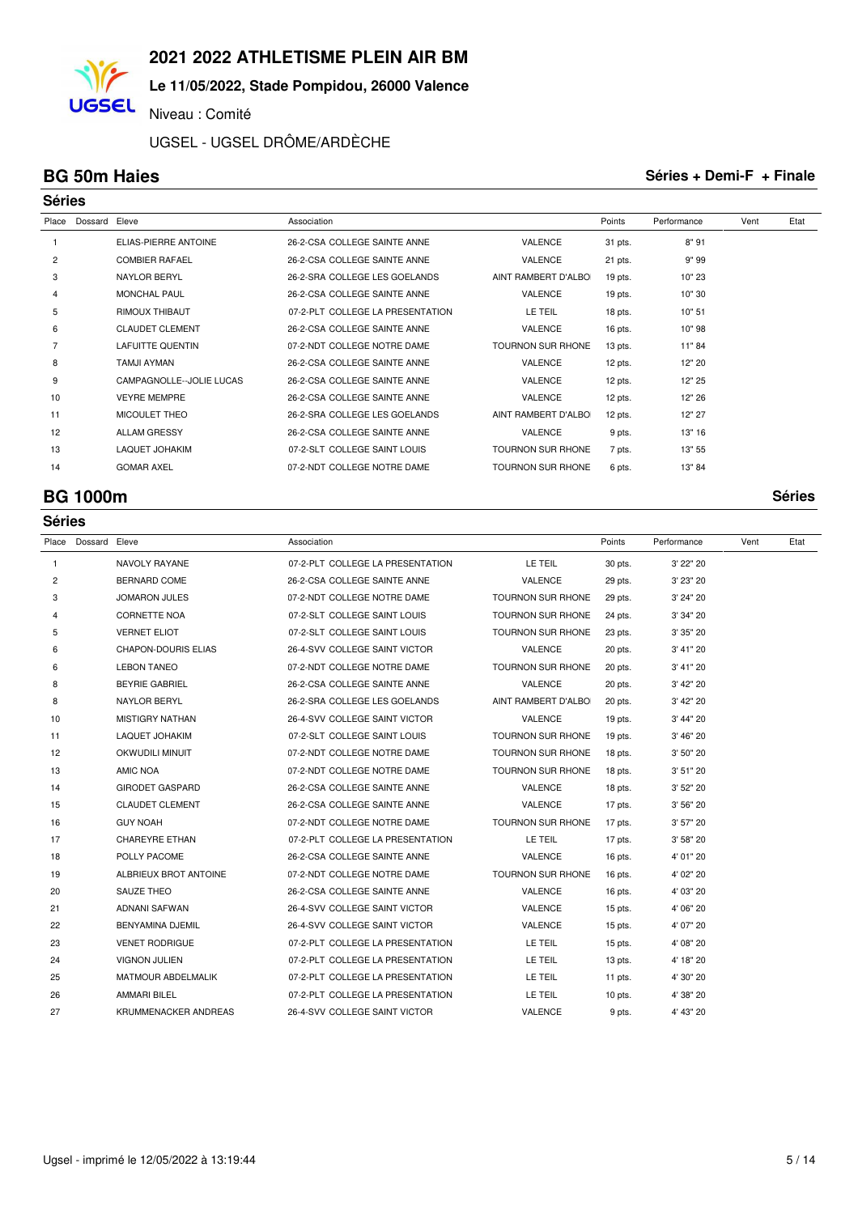# 2021 2022 ATHLETISME PLEIN AIR BM

**Le 11/05/2022, Stade Pompidou, 26000 Valence**

Niveau : Comité

UGSEL - UGSEL DRÔME/ARDÈCHE

## BG 50m Haies

**Séries + Demi-F + Finale**

### Séries

| Place | Dossard | Eleve | Association | | Points | Performance | Vent | Etat |
|---|---|---|---|---|---|---|---|---|
| 1 | | ELIAS-PIERRE ANTOINE | 26-2-CSA COLLEGE SAINTE ANNE | VALENCE | 31 pts. | 8" 91 | | |
| 2 | | COMBIER RAFAEL | 26-2-CSA COLLEGE SAINTE ANNE | VALENCE | 21 pts. | 9" 99 | | |
| 3 | | NAYLOR BERYL | 26-2-SRA COLLEGE LES GOELANDS | AINT RAMBERT D'ALBO | 19 pts. | 10" 23 | | |
| 4 | | MONCHAL PAUL | 26-2-CSA COLLEGE SAINTE ANNE | VALENCE | 19 pts. | 10" 30 | | |
| 5 | | RIMOUX THIBAUT | 07-2-PLT COLLEGE LA PRESENTATION | LE TEIL | 18 pts. | 10" 51 | | |
| 6 | | CLAUDET CLEMENT | 26-2-CSA COLLEGE SAINTE ANNE | VALENCE | 16 pts. | 10" 98 | | |
| 7 | | LAFUITTE QUENTIN | 07-2-NDT COLLEGE NOTRE DAME | TOURNON SUR RHONE | 13 pts. | 11" 84 | | |
| 8 | | TAMJI AYMAN | 26-2-CSA COLLEGE SAINTE ANNE | VALENCE | 12 pts. | 12" 20 | | |
| 9 | | CAMPAGNOLLE--JOLIE LUCAS | 26-2-CSA COLLEGE SAINTE ANNE | VALENCE | 12 pts. | 12" 25 | | |
| 10 | | VEYRE MEMPRE | 26-2-CSA COLLEGE SAINTE ANNE | VALENCE | 12 pts. | 12" 26 | | |
| 11 | | MICOULET THEO | 26-2-SRA COLLEGE LES GOELANDS | AINT RAMBERT D'ALBO | 12 pts. | 12" 27 | | |
| 12 | | ALLAM GRESSY | 26-2-CSA COLLEGE SAINTE ANNE | VALENCE | 9 pts. | 13" 16 | | |
| 13 | | LAQUET JOHAKIM | 07-2-SLT COLLEGE SAINT LOUIS | TOURNON SUR RHONE | 7 pts. | 13" 55 | | |
| 14 | | GOMAR AXEL | 07-2-NDT COLLEGE NOTRE DAME | TOURNON SUR RHONE | 6 pts. | 13" 84 | | |

## BG 1000m

**Séries**

### Séries

| Place | Dossard | Eleve | Association | | Points | Performance | Vent | Etat |
|---|---|---|---|---|---|---|---|---|
| 1 | | NAVOLY RAYANE | 07-2-PLT COLLEGE LA PRESENTATION | LE TEIL | 30 pts. | 3' 22" 20 | | |
| 2 | | BERNARD COME | 26-2-CSA COLLEGE SAINTE ANNE | VALENCE | 29 pts. | 3' 23" 20 | | |
| 3 | | JOMARON JULES | 07-2-NDT COLLEGE NOTRE DAME | TOURNON SUR RHONE | 29 pts. | 3' 24" 20 | | |
| 4 | | CORNETTE NOA | 07-2-SLT COLLEGE SAINT LOUIS | TOURNON SUR RHONE | 24 pts. | 3' 34" 20 | | |
| 5 | | VERNET ELIOT | 07-2-SLT COLLEGE SAINT LOUIS | TOURNON SUR RHONE | 23 pts. | 3' 35" 20 | | |
| 6 | | CHAPON-DOURIS ELIAS | 26-4-SVV COLLEGE SAINT VICTOR | VALENCE | 20 pts. | 3' 41" 20 | | |
| 6 | | LEBON TANEO | 07-2-NDT COLLEGE NOTRE DAME | TOURNON SUR RHONE | 20 pts. | 3' 41" 20 | | |
| 8 | | BEYRIE GABRIEL | 26-2-CSA COLLEGE SAINTE ANNE | VALENCE | 20 pts. | 3' 42" 20 | | |
| 8 | | NAYLOR BERYL | 26-2-SRA COLLEGE LES GOELANDS | AINT RAMBERT D'ALBO | 20 pts. | 3' 42" 20 | | |
| 10 | | MISTIGRY NATHAN | 26-4-SVV COLLEGE SAINT VICTOR | VALENCE | 19 pts. | 3' 44" 20 | | |
| 11 | | LAQUET JOHAKIM | 07-2-SLT COLLEGE SAINT LOUIS | TOURNON SUR RHONE | 19 pts. | 3' 46" 20 | | |
| 12 | | OKWUDILI MINUIT | 07-2-NDT COLLEGE NOTRE DAME | TOURNON SUR RHONE | 18 pts. | 3' 50" 20 | | |
| 13 | | AMIC NOA | 07-2-NDT COLLEGE NOTRE DAME | TOURNON SUR RHONE | 18 pts. | 3' 51" 20 | | |
| 14 | | GIRODET GASPARD | 26-2-CSA COLLEGE SAINTE ANNE | VALENCE | 18 pts. | 3' 52" 20 | | |
| 15 | | CLAUDET CLEMENT | 26-2-CSA COLLEGE SAINTE ANNE | VALENCE | 17 pts. | 3' 56" 20 | | |
| 16 | | GUY NOAH | 07-2-NDT COLLEGE NOTRE DAME | TOURNON SUR RHONE | 17 pts. | 3' 57" 20 | | |
| 17 | | CHAREYRE ETHAN | 07-2-PLT COLLEGE LA PRESENTATION | LE TEIL | 17 pts. | 3' 58" 20 | | |
| 18 | | POLLY PACOME | 26-2-CSA COLLEGE SAINTE ANNE | VALENCE | 16 pts. | 4' 01" 20 | | |
| 19 | | ALBRIEUX BROT ANTOINE | 07-2-NDT COLLEGE NOTRE DAME | TOURNON SUR RHONE | 16 pts. | 4' 02" 20 | | |
| 20 | | SAUZE THEO | 26-2-CSA COLLEGE SAINTE ANNE | VALENCE | 16 pts. | 4' 03" 20 | | |
| 21 | | ADNANI SAFWAN | 26-4-SVV COLLEGE SAINT VICTOR | VALENCE | 15 pts. | 4' 06" 20 | | |
| 22 | | BENYAMINA DJEMIL | 26-4-SVV COLLEGE SAINT VICTOR | VALENCE | 15 pts. | 4' 07" 20 | | |
| 23 | | VENET RODRIGUE | 07-2-PLT COLLEGE LA PRESENTATION | LE TEIL | 15 pts. | 4' 08" 20 | | |
| 24 | | VIGNON JULIEN | 07-2-PLT COLLEGE LA PRESENTATION | LE TEIL | 13 pts. | 4' 18" 20 | | |
| 25 | | MATMOUR ABDELMALIK | 07-2-PLT COLLEGE LA PRESENTATION | LE TEIL | 11 pts. | 4' 30" 20 | | |
| 26 | | AMMARI BILEL | 07-2-PLT COLLEGE LA PRESENTATION | LE TEIL | 10 pts. | 4' 38" 20 | | |
| 27 | | KRUMMENACKER ANDREAS | 26-4-SVV COLLEGE SAINT VICTOR | VALENCE | 9 pts. | 4' 43" 20 | | |

Ugsel - imprimé le 12/05/2022 à 13:19:44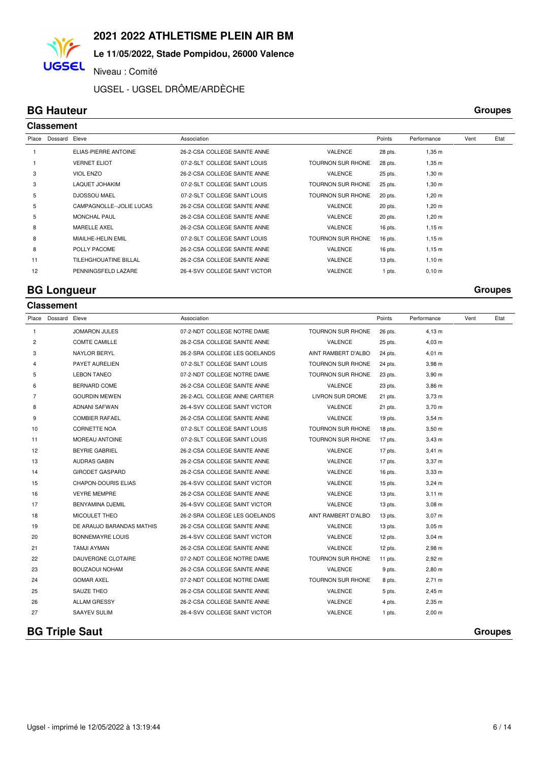# 2021 2022 ATHLETISME PLEIN AIR BM

**Le 11/05/2022, Stade Pompidou, 26000 Valence**

Niveau : Comité

UGSEL - UGSEL DRÔME/ARDÈCHE

## BG Hauteur

**Groupes**

### Classement

| Place | Dossard | Eleve | Association | | Points | Performance | Vent | Etat |
|---|---|---|---|---|---|---|---|---|
| 1 | | ELIAS-PIERRE ANTOINE | 26-2-CSA COLLEGE SAINTE ANNE | VALENCE | 28 pts. | 1,35 m | | |
| 1 | | VERNET ELIOT | 07-2-SLT COLLEGE SAINT LOUIS | TOURNON SUR RHONE | 28 pts. | 1,35 m | | |
| 3 | | VIOL ENZO | 26-2-CSA COLLEGE SAINTE ANNE | VALENCE | 25 pts. | 1,30 m | | |
| 3 | | LAQUET JOHAKIM | 07-2-SLT COLLEGE SAINT LOUIS | TOURNON SUR RHONE | 25 pts. | 1,30 m | | |
| 5 | | DJOSSOU MAEL | 07-2-SLT COLLEGE SAINT LOUIS | TOURNON SUR RHONE | 20 pts. | 1,20 m | | |
| 5 | | CAMPAGNOLLE--JOLIE LUCAS | 26-2-CSA COLLEGE SAINTE ANNE | VALENCE | 20 pts. | 1,20 m | | |
| 5 | | MONCHAL PAUL | 26-2-CSA COLLEGE SAINTE ANNE | VALENCE | 20 pts. | 1,20 m | | |
| 8 | | MARELLE AXEL | 26-2-CSA COLLEGE SAINTE ANNE | VALENCE | 16 pts. | 1,15 m | | |
| 8 | | MIAILHE-HELIN EMIL | 07-2-SLT COLLEGE SAINT LOUIS | TOURNON SUR RHONE | 16 pts. | 1,15 m | | |
| 8 | | POLLY PACOME | 26-2-CSA COLLEGE SAINTE ANNE | VALENCE | 16 pts. | 1,15 m | | |
| 11 | | TILEHGHOUATINE BILLAL | 26-2-CSA COLLEGE SAINTE ANNE | VALENCE | 13 pts. | 1,10 m | | |
| 12 | | PENNINGSFELD LAZARE | 26-4-SVV COLLEGE SAINT VICTOR | VALENCE | 1 pts. | 0,10 m | | |

## BG Longueur

**Groupes**

### Classement

| Place | Dossard | Eleve | Association | | Points | Performance | Vent | Etat |
|---|---|---|---|---|---|---|---|---|
| 1 | | JOMARON JULES | 07-2-NDT COLLEGE NOTRE DAME | TOURNON SUR RHONE | 26 pts. | 4,13 m | | |
| 2 | | COMTE CAMILLE | 26-2-CSA COLLEGE SAINTE ANNE | VALENCE | 25 pts. | 4,03 m | | |
| 3 | | NAYLOR BERYL | 26-2-SRA COLLEGE LES GOELANDS | AINT RAMBERT D'ALBO | 24 pts. | 4,01 m | | |
| 4 | | PAYET AURELIEN | 07-2-SLT COLLEGE SAINT LOUIS | TOURNON SUR RHONE | 24 pts. | 3,98 m | | |
| 5 | | LEBON TANEO | 07-2-NDT COLLEGE NOTRE DAME | TOURNON SUR RHONE | 23 pts. | 3,90 m | | |
| 6 | | BERNARD COME | 26-2-CSA COLLEGE SAINTE ANNE | VALENCE | 23 pts. | 3,86 m | | |
| 7 | | GOURDIN MEWEN | 26-2-ACL COLLEGE ANNE CARTIER | LIVRON SUR DROME | 21 pts. | 3,73 m | | |
| 8 | | ADNANI SAFWAN | 26-4-SVV COLLEGE SAINT VICTOR | VALENCE | 21 pts. | 3,70 m | | |
| 9 | | COMBIER RAFAEL | 26-2-CSA COLLEGE SAINTE ANNE | VALENCE | 19 pts. | 3,54 m | | |
| 10 | | CORNETTE NOA | 07-2-SLT COLLEGE SAINT LOUIS | TOURNON SUR RHONE | 18 pts. | 3,50 m | | |
| 11 | | MOREAU ANTOINE | 07-2-SLT COLLEGE SAINT LOUIS | TOURNON SUR RHONE | 17 pts. | 3,43 m | | |
| 12 | | BEYRIE GABRIEL | 26-2-CSA COLLEGE SAINTE ANNE | VALENCE | 17 pts. | 3,41 m | | |
| 13 | | AUDRAS GABIN | 26-2-CSA COLLEGE SAINTE ANNE | VALENCE | 17 pts. | 3,37 m | | |
| 14 | | GIRODET GASPARD | 26-2-CSA COLLEGE SAINTE ANNE | VALENCE | 16 pts. | 3,33 m | | |
| 15 | | CHAPON-DOURIS ELIAS | 26-4-SVV COLLEGE SAINT VICTOR | VALENCE | 15 pts. | 3,24 m | | |
| 16 | | VEYRE MEMPRE | 26-2-CSA COLLEGE SAINTE ANNE | VALENCE | 13 pts. | 3,11 m | | |
| 17 | | BENYAMINA DJEMIL | 26-4-SVV COLLEGE SAINT VICTOR | VALENCE | 13 pts. | 3,08 m | | |
| 18 | | MICOULET THEO | 26-2-SRA COLLEGE LES GOELANDS | AINT RAMBERT D'ALBO | 13 pts. | 3,07 m | | |
| 19 | | DE ARAUJO BARANDAS MATHIS | 26-2-CSA COLLEGE SAINTE ANNE | VALENCE | 13 pts. | 3,05 m | | |
| 20 | | BONNEMAYRE LOUIS | 26-4-SVV COLLEGE SAINT VICTOR | VALENCE | 12 pts. | 3,04 m | | |
| 21 | | TAMJI AYMAN | 26-2-CSA COLLEGE SAINTE ANNE | VALENCE | 12 pts. | 2,98 m | | |
| 22 | | DAUVERGNE CLOTAIRE | 07-2-NDT COLLEGE NOTRE DAME | TOURNON SUR RHONE | 11 pts. | 2,92 m | | |
| 23 | | BOUZAOUI NOHAM | 26-2-CSA COLLEGE SAINTE ANNE | VALENCE | 9 pts. | 2,80 m | | |
| 24 | | GOMAR AXEL | 07-2-NDT COLLEGE NOTRE DAME | TOURNON SUR RHONE | 8 pts. | 2,71 m | | |
| 25 | | SAUZE THEO | 26-2-CSA COLLEGE SAINTE ANNE | VALENCE | 5 pts. | 2,45 m | | |
| 26 | | ALLAM GRESSY | 26-2-CSA COLLEGE SAINTE ANNE | VALENCE | 4 pts. | 2,35 m | | |
| 27 | | SAAYEV SULIM | 26-4-SVV COLLEGE SAINT VICTOR | VALENCE | 1 pts. | 2,00 m | | |

## BG Triple Saut

**Groupes**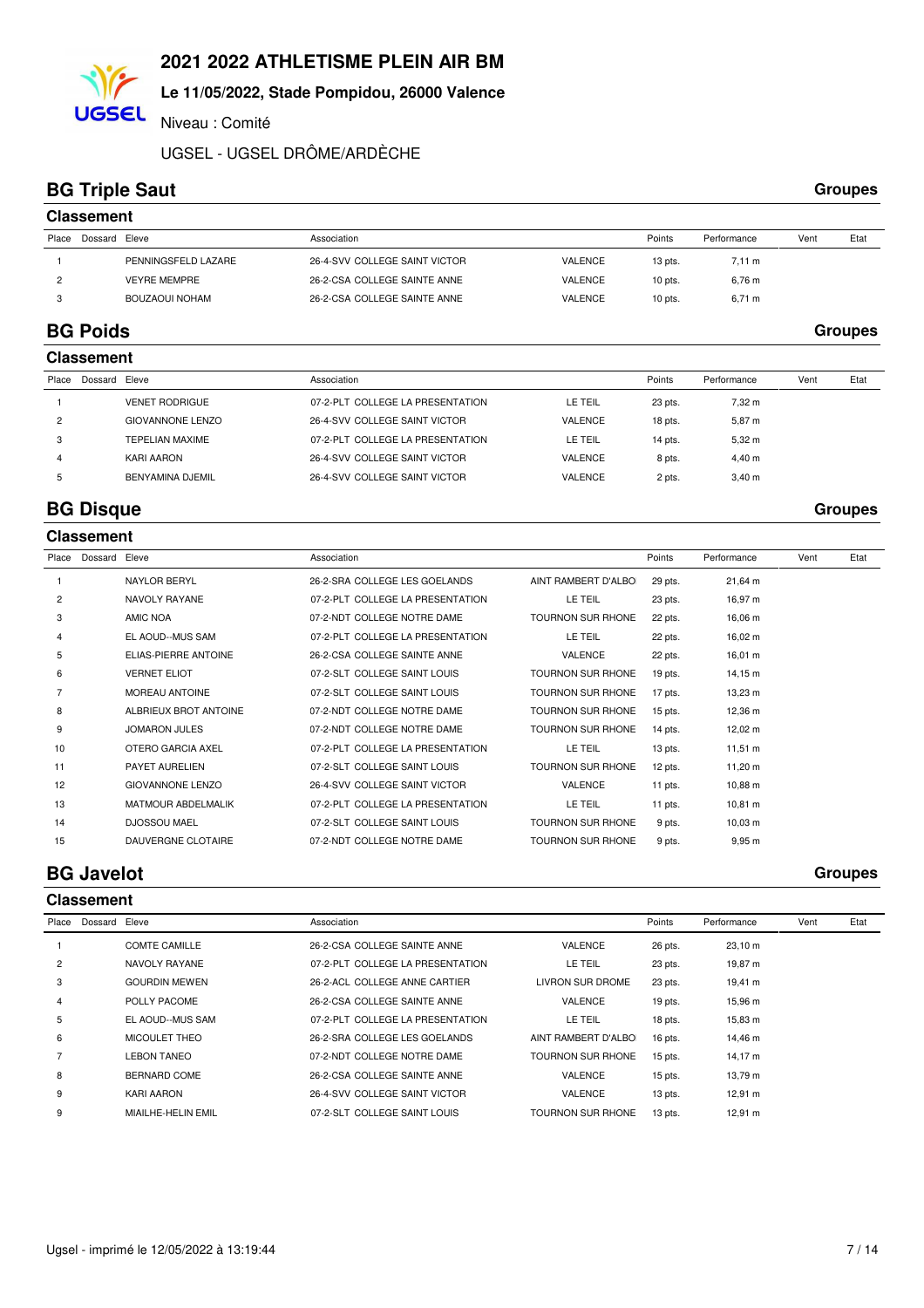# 2021 2022 ATHLETISME PLEIN AIR BM

**Le 11/05/2022, Stade Pompidou, 26000 Valence**

Niveau : Comité

UGSEL - UGSEL DRÔME/ARDÈCHE

## BG Triple Saut

**Groupes**

### Classement

| Place | Dossard | Eleve | Association | | Points | Performance | Vent | Etat |
|---|---|---|---|---|---|---|---|---|
| 1 | | PENNINGSFELD LAZARE | 26-4-SVV COLLEGE SAINT VICTOR | VALENCE | 13 pts. | 7,11 m | | |
| 2 | | VEYRE MEMPRE | 26-2-CSA COLLEGE SAINTE ANNE | VALENCE | 10 pts. | 6,76 m | | |
| 3 | | BOUZAOUI NOHAM | 26-2-CSA COLLEGE SAINTE ANNE | VALENCE | 10 pts. | 6,71 m | | |

## BG Poids

**Groupes**

### Classement

| Place | Dossard | Eleve | Association | | Points | Performance | Vent | Etat |
|---|---|---|---|---|---|---|---|---|
| 1 | | VENET RODRIGUE | 07-2-PLT COLLEGE LA PRESENTATION | LE TEIL | 23 pts. | 7,32 m | | |
| 2 | | GIOVANNONE LENZO | 26-4-SVV COLLEGE SAINT VICTOR | VALENCE | 18 pts. | 5,87 m | | |
| 3 | | TEPELIAN MAXIME | 07-2-PLT COLLEGE LA PRESENTATION | LE TEIL | 14 pts. | 5,32 m | | |
| 4 | | KARI AARON | 26-4-SVV COLLEGE SAINT VICTOR | VALENCE | 8 pts. | 4,40 m | | |
| 5 | | BENYAMINA DJEMIL | 26-4-SVV COLLEGE SAINT VICTOR | VALENCE | 2 pts. | 3,40 m | | |

## BG Disque

**Groupes**

### Classement

| Place | Dossard | Eleve | Association | | Points | Performance | Vent | Etat |
|---|---|---|---|---|---|---|---|---|
| 1 | | NAYLOR BERYL | 26-2-SRA COLLEGE LES GOELANDS | AINT RAMBERT D'ALBO | 29 pts. | 21,64 m | | |
| 2 | | NAVOLY RAYANE | 07-2-PLT COLLEGE LA PRESENTATION | LE TEIL | 23 pts. | 16,97 m | | |
| 3 | | AMIC NOA | 07-2-NDT COLLEGE NOTRE DAME | TOURNON SUR RHONE | 22 pts. | 16,06 m | | |
| 4 | | EL AOUD--MUS SAM | 07-2-PLT COLLEGE LA PRESENTATION | LE TEIL | 22 pts. | 16,02 m | | |
| 5 | | ELIAS-PIERRE ANTOINE | 26-2-CSA COLLEGE SAINTE ANNE | VALENCE | 22 pts. | 16,01 m | | |
| 6 | | VERNET ELIOT | 07-2-SLT COLLEGE SAINT LOUIS | TOURNON SUR RHONE | 19 pts. | 14,15 m | | |
| 7 | | MOREAU ANTOINE | 07-2-SLT COLLEGE SAINT LOUIS | TOURNON SUR RHONE | 17 pts. | 13,23 m | | |
| 8 | | ALBRIEUX BROT ANTOINE | 07-2-NDT COLLEGE NOTRE DAME | TOURNON SUR RHONE | 15 pts. | 12,36 m | | |
| 9 | | JOMARON JULES | 07-2-NDT COLLEGE NOTRE DAME | TOURNON SUR RHONE | 14 pts. | 12,02 m | | |
| 10 | | OTERO GARCIA AXEL | 07-2-PLT COLLEGE LA PRESENTATION | LE TEIL | 13 pts. | 11,51 m | | |
| 11 | | PAYET AURELIEN | 07-2-SLT COLLEGE SAINT LOUIS | TOURNON SUR RHONE | 12 pts. | 11,20 m | | |
| 12 | | GIOVANNONE LENZO | 26-4-SVV COLLEGE SAINT VICTOR | VALENCE | 11 pts. | 10,88 m | | |
| 13 | | MATMOUR ABDELMALIK | 07-2-PLT COLLEGE LA PRESENTATION | LE TEIL | 11 pts. | 10,81 m | | |
| 14 | | DJOSSOU MAEL | 07-2-SLT COLLEGE SAINT LOUIS | TOURNON SUR RHONE | 9 pts. | 10,03 m | | |
| 15 | | DAUVERGNE CLOTAIRE | 07-2-NDT COLLEGE NOTRE DAME | TOURNON SUR RHONE | 9 pts. | 9,95 m | | |

## BG Javelot

**Groupes**

### Classement

| Place | Dossard | Eleve | Association | | Points | Performance | Vent | Etat |
|---|---|---|---|---|---|---|---|---|
| 1 | | COMTE CAMILLE | 26-2-CSA COLLEGE SAINTE ANNE | VALENCE | 26 pts. | 23,10 m | | |
| 2 | | NAVOLY RAYANE | 07-2-PLT COLLEGE LA PRESENTATION | LE TEIL | 23 pts. | 19,87 m | | |
| 3 | | GOURDIN MEWEN | 26-2-ACL COLLEGE ANNE CARTIER | LIVRON SUR DROME | 23 pts. | 19,41 m | | |
| 4 | | POLLY PACOME | 26-2-CSA COLLEGE SAINTE ANNE | VALENCE | 19 pts. | 15,96 m | | |
| 5 | | EL AOUD--MUS SAM | 07-2-PLT COLLEGE LA PRESENTATION | LE TEIL | 18 pts. | 15,83 m | | |
| 6 | | MICOULET THEO | 26-2-SRA COLLEGE LES GOELANDS | AINT RAMBERT D'ALBO | 16 pts. | 14,46 m | | |
| 7 | | LEBON TANEO | 07-2-NDT COLLEGE NOTRE DAME | TOURNON SUR RHONE | 15 pts. | 14,17 m | | |
| 8 | | BERNARD COME | 26-2-CSA COLLEGE SAINTE ANNE | VALENCE | 15 pts. | 13,79 m | | |
| 9 | | KARI AARON | 26-4-SVV COLLEGE SAINT VICTOR | VALENCE | 13 pts. | 12,91 m | | |
| 9 | | MIAILHE-HELIN EMIL | 07-2-SLT COLLEGE SAINT LOUIS | TOURNON SUR RHONE | 13 pts. | 12,91 m | | |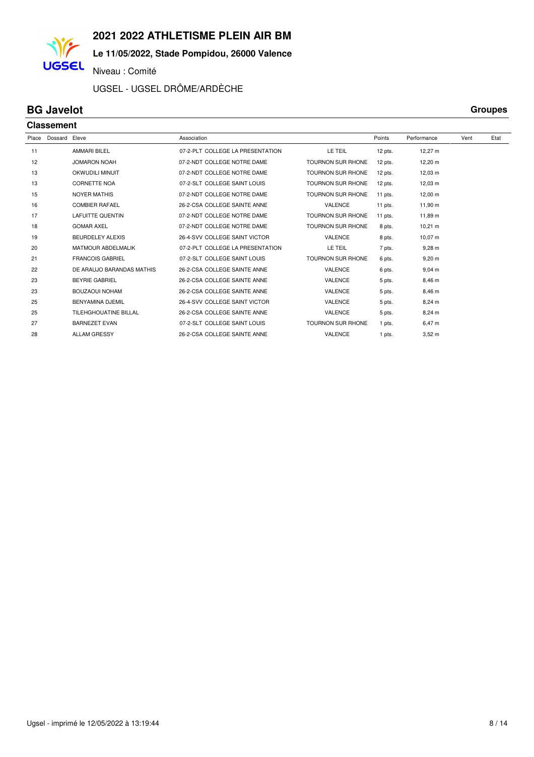# 2021 2022 ATHLETISME PLEIN AIR BM

**Le 11/05/2022, Stade Pompidou, 26000 Valence**

Niveau : Comité

UGSEL - UGSEL DRÔME/ARDÈCHE

## BG Javelot

**Groupes**

### Classement

| Place | Dossard | Eleve | Association | | Points | Performance | Vent | Etat |
|---|---|---|---|---|---|---|---|---|
| 11 | | AMMARI BILEL | 07-2-PLT COLLEGE LA PRESENTATION | LE TEIL | 12 pts. | 12,27 m | | |
| 12 | | JOMARON NOAH | 07-2-NDT COLLEGE NOTRE DAME | TOURNON SUR RHONE | 12 pts. | 12,20 m | | |
| 13 | | OKWUDILI MINUIT | 07-2-NDT COLLEGE NOTRE DAME | TOURNON SUR RHONE | 12 pts. | 12,03 m | | |
| 13 | | CORNETTE NOA | 07-2-SLT COLLEGE SAINT LOUIS | TOURNON SUR RHONE | 12 pts. | 12,03 m | | |
| 15 | | NOYER MATHIS | 07-2-NDT COLLEGE NOTRE DAME | TOURNON SUR RHONE | 11 pts. | 12,00 m | | |
| 16 | | COMBIER RAFAEL | 26-2-CSA COLLEGE SAINTE ANNE | VALENCE | 11 pts. | 11,90 m | | |
| 17 | | LAFUITTE QUENTIN | 07-2-NDT COLLEGE NOTRE DAME | TOURNON SUR RHONE | 11 pts. | 11,89 m | | |
| 18 | | GOMAR AXEL | 07-2-NDT COLLEGE NOTRE DAME | TOURNON SUR RHONE | 8 pts. | 10,21 m | | |
| 19 | | BEURDELEY ALEXIS | 26-4-SVV COLLEGE SAINT VICTOR | VALENCE | 8 pts. | 10,07 m | | |
| 20 | | MATMOUR ABDELMALIK | 07-2-PLT COLLEGE LA PRESENTATION | LE TEIL | 7 pts. | 9,28 m | | |
| 21 | | FRANCOIS GABRIEL | 07-2-SLT COLLEGE SAINT LOUIS | TOURNON SUR RHONE | 6 pts. | 9,20 m | | |
| 22 | | DE ARAUJO BARANDAS MATHIS | 26-2-CSA COLLEGE SAINTE ANNE | VALENCE | 6 pts. | 9,04 m | | |
| 23 | | BEYRIE GABRIEL | 26-2-CSA COLLEGE SAINTE ANNE | VALENCE | 5 pts. | 8,46 m | | |
| 23 | | BOUZAOUI NOHAM | 26-2-CSA COLLEGE SAINTE ANNE | VALENCE | 5 pts. | 8,46 m | | |
| 25 | | BENYAMINA DJEMIL | 26-4-SVV COLLEGE SAINT VICTOR | VALENCE | 5 pts. | 8,24 m | | |
| 25 | | TILEHGHOUATINE BILLAL | 26-2-CSA COLLEGE SAINTE ANNE | VALENCE | 5 pts. | 8,24 m | | |
| 27 | | BARNEZET EVAN | 07-2-SLT COLLEGE SAINT LOUIS | TOURNON SUR RHONE | 1 pts. | 6,47 m | | |
| 28 | | ALLAM GRESSY | 26-2-CSA COLLEGE SAINTE ANNE | VALENCE | 1 pts. | 3,52 m | | |

Ugsel - imprimé le 12/05/2022 à 13:19:44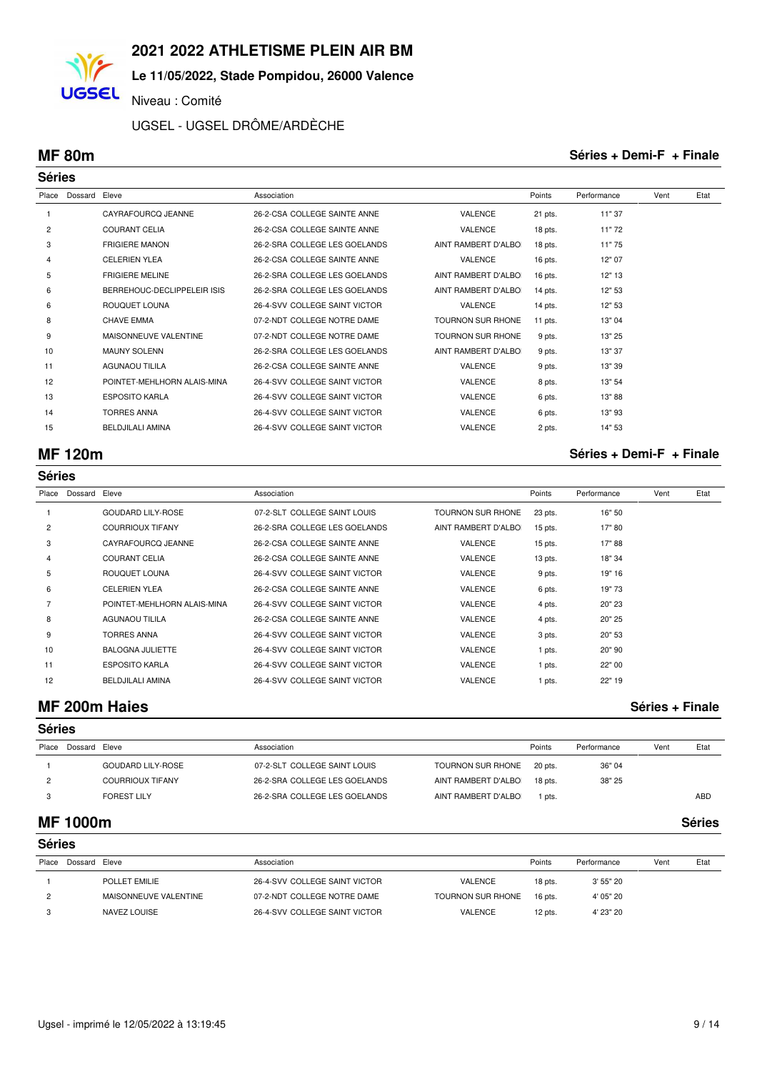# 2021 2022 ATHLETISME PLEIN AIR BM

**Le 11/05/2022, Stade Pompidou, 26000 Valence**

Niveau : Comité

UGSEL - UGSEL DRÔME/ARDÈCHE

## MF 80m

**Séries + Demi-F + Finale**

### Séries

| Place | Dossard | Eleve | Association | | Points | Performance | Vent | Etat |
|---|---|---|---|---|---|---|---|---|
| 1 | | CAYRAFOURCQ JEANNE | 26-2-CSA COLLEGE SAINTE ANNE | VALENCE | 21 pts. | 11" 37 | | |
| 2 | | COURANT CELIA | 26-2-CSA COLLEGE SAINTE ANNE | VALENCE | 18 pts. | 11" 72 | | |
| 3 | | FRIGIERE MANON | 26-2-SRA COLLEGE LES GOELANDS | AINT RAMBERT D'ALBO | 18 pts. | 11" 75 | | |
| 4 | | CELERIEN YLEA | 26-2-CSA COLLEGE SAINTE ANNE | VALENCE | 16 pts. | 12" 07 | | |
| 5 | | FRIGIERE MELINE | 26-2-SRA COLLEGE LES GOELANDS | AINT RAMBERT D'ALBO | 16 pts. | 12" 13 | | |
| 6 | | BERREHOUC-DECLIPPELEIR ISIS | 26-2-SRA COLLEGE LES GOELANDS | AINT RAMBERT D'ALBO | 14 pts. | 12" 53 | | |
| 6 | | ROUQUET LOUNA | 26-4-SVV COLLEGE SAINT VICTOR | VALENCE | 14 pts. | 12" 53 | | |
| 8 | | CHAVE EMMA | 07-2-NDT COLLEGE NOTRE DAME | TOURNON SUR RHONE | 11 pts. | 13" 04 | | |
| 9 | | MAISONNEUVE VALENTINE | 07-2-NDT COLLEGE NOTRE DAME | TOURNON SUR RHONE | 9 pts. | 13" 25 | | |
| 10 | | MAUNY SOLENN | 26-2-SRA COLLEGE LES GOELANDS | AINT RAMBERT D'ALBO | 9 pts. | 13" 37 | | |
| 11 | | AGUNAOU TILILA | 26-2-CSA COLLEGE SAINTE ANNE | VALENCE | 9 pts. | 13" 39 | | |
| 12 | | POINTET-MEHLHORN ALAIS-MINA | 26-4-SVV COLLEGE SAINT VICTOR | VALENCE | 8 pts. | 13" 54 | | |
| 13 | | ESPOSITO KARLA | 26-4-SVV COLLEGE SAINT VICTOR | VALENCE | 6 pts. | 13" 88 | | |
| 14 | | TORRES ANNA | 26-4-SVV COLLEGE SAINT VICTOR | VALENCE | 6 pts. | 13" 93 | | |
| 15 | | BELDJILALI AMINA | 26-4-SVV COLLEGE SAINT VICTOR | VALENCE | 2 pts. | 14" 53 | | |

## MF 120m

**Séries + Demi-F + Finale**

### Séries

| Place | Dossard | Eleve | Association | | Points | Performance | Vent | Etat |
|---|---|---|---|---|---|---|---|---|
| 1 | | GOUDARD LILY-ROSE | 07-2-SLT COLLEGE SAINT LOUIS | TOURNON SUR RHONE | 23 pts. | 16" 50 | | |
| 2 | | COURRIOUX TIFANY | 26-2-SRA COLLEGE LES GOELANDS | AINT RAMBERT D'ALBO | 15 pts. | 17" 80 | | |
| 3 | | CAYRAFOURCQ JEANNE | 26-2-CSA COLLEGE SAINTE ANNE | VALENCE | 15 pts. | 17" 88 | | |
| 4 | | COURANT CELIA | 26-2-CSA COLLEGE SAINTE ANNE | VALENCE | 13 pts. | 18" 34 | | |
| 5 | | ROUQUET LOUNA | 26-4-SVV COLLEGE SAINT VICTOR | VALENCE | 9 pts. | 19" 16 | | |
| 6 | | CELERIEN YLEA | 26-2-CSA COLLEGE SAINTE ANNE | VALENCE | 6 pts. | 19" 73 | | |
| 7 | | POINTET-MEHLHORN ALAIS-MINA | 26-4-SVV COLLEGE SAINT VICTOR | VALENCE | 4 pts. | 20" 23 | | |
| 8 | | AGUNAOU TILILA | 26-2-CSA COLLEGE SAINTE ANNE | VALENCE | 4 pts. | 20" 25 | | |
| 9 | | TORRES ANNA | 26-4-SVV COLLEGE SAINT VICTOR | VALENCE | 3 pts. | 20" 53 | | |
| 10 | | BALOGNA JULIETTE | 26-4-SVV COLLEGE SAINT VICTOR | VALENCE | 1 pts. | 20" 90 | | |
| 11 | | ESPOSITO KARLA | 26-4-SVV COLLEGE SAINT VICTOR | VALENCE | 1 pts. | 22" 00 | | |
| 12 | | BELDJILALI AMINA | 26-4-SVV COLLEGE SAINT VICTOR | VALENCE | 1 pts. | 22" 19 | | |

## MF 200m Haies

**Séries + Finale**

### Séries

| Place | Dossard | Eleve | Association | | Points | Performance | Vent | Etat |
|---|---|---|---|---|---|---|---|---|
| 1 | | GOUDARD LILY-ROSE | 07-2-SLT COLLEGE SAINT LOUIS | TOURNON SUR RHONE | 20 pts. | 36" 04 | | |
| 2 | | COURRIOUX TIFANY | 26-2-SRA COLLEGE LES GOELANDS | AINT RAMBERT D'ALBO | 18 pts. | 38" 25 | | |
| 3 | | FOREST LILY | 26-2-SRA COLLEGE LES GOELANDS | AINT RAMBERT D'ALBO | 1 pts. | | | ABD |

## MF 1000m

**Séries**

### Séries

| Place | Dossard | Eleve | Association | | Points | Performance | Vent | Etat |
|---|---|---|---|---|---|---|---|---|
| 1 | | POLLET EMILIE | 26-4-SVV COLLEGE SAINT VICTOR | VALENCE | 18 pts. | 3' 55" 20 | | |
| 2 | | MAISONNEUVE VALENTINE | 07-2-NDT COLLEGE NOTRE DAME | TOURNON SUR RHONE | 16 pts. | 4' 05" 20 | | |
| 3 | | NAVEZ LOUISE | 26-4-SVV COLLEGE SAINT VICTOR | VALENCE | 12 pts. | 4' 23" 20 | | |

Ugsel - imprimé le 12/05/2022 à 13:19:45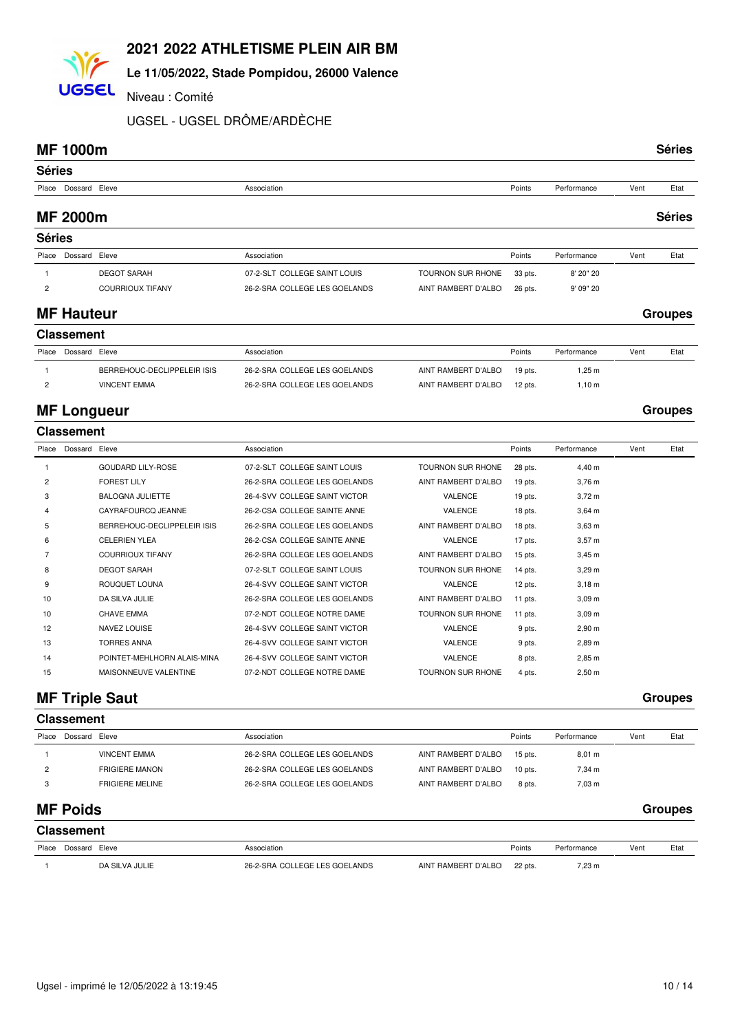# 2021 2022 ATHLETISME PLEIN AIR BM

**Le 11/05/2022, Stade Pompidou, 26000 Valence**

Niveau : Comité

UGSEL - UGSEL DRÔME/ARDÈCHE

## MF 1000m — Séries

### Séries

| Place | Dossard | Eleve | Association | | Points | Performance | Vent | Etat |
|---|---|---|---|---|---|---|---|---|

## MF 2000m — Séries

### Séries

| Place | Dossard | Eleve | Association | | Points | Performance | Vent | Etat |
|---|---|---|---|---|---|---|---|---|
| 1 | | DEGOT SARAH | 07-2-SLT COLLEGE SAINT LOUIS | TOURNON SUR RHONE | 33 pts. | 8' 20" 20 | | |
| 2 | | COURRIOUX TIFANY | 26-2-SRA COLLEGE LES GOELANDS | AINT RAMBERT D'ALBO | 26 pts. | 9' 09" 20 | | |

## MF Hauteur — Groupes

### Classement

| Place | Dossard | Eleve | Association | | Points | Performance | Vent | Etat |
|---|---|---|---|---|---|---|---|---|
| 1 | | BERREHOUC-DECLIPPELEIR ISIS | 26-2-SRA COLLEGE LES GOELANDS | AINT RAMBERT D'ALBO | 19 pts. | 1,25 m | | |
| 2 | | VINCENT EMMA | 26-2-SRA COLLEGE LES GOELANDS | AINT RAMBERT D'ALBO | 12 pts. | 1,10 m | | |

## MF Longueur — Groupes

### Classement

| Place | Dossard | Eleve | Association | | Points | Performance | Vent | Etat |
|---|---|---|---|---|---|---|---|---|
| 1 | | GOUDARD LILY-ROSE | 07-2-SLT COLLEGE SAINT LOUIS | TOURNON SUR RHONE | 28 pts. | 4,40 m | | |
| 2 | | FOREST LILY | 26-2-SRA COLLEGE LES GOELANDS | AINT RAMBERT D'ALBO | 19 pts. | 3,76 m | | |
| 3 | | BALOGNA JULIETTE | 26-4-SVV COLLEGE SAINT VICTOR | VALENCE | 19 pts. | 3,72 m | | |
| 4 | | CAYRAFOURCQ JEANNE | 26-2-CSA COLLEGE SAINTE ANNE | VALENCE | 18 pts. | 3,64 m | | |
| 5 | | BERREHOUC-DECLIPPELEIR ISIS | 26-2-SRA COLLEGE LES GOELANDS | AINT RAMBERT D'ALBO | 18 pts. | 3,63 m | | |
| 6 | | CELERIEN YLEA | 26-2-CSA COLLEGE SAINTE ANNE | VALENCE | 17 pts. | 3,57 m | | |
| 7 | | COURRIOUX TIFANY | 26-2-SRA COLLEGE LES GOELANDS | AINT RAMBERT D'ALBO | 15 pts. | 3,45 m | | |
| 8 | | DEGOT SARAH | 07-2-SLT COLLEGE SAINT LOUIS | TOURNON SUR RHONE | 14 pts. | 3,29 m | | |
| 9 | | ROUQUET LOUNA | 26-4-SVV COLLEGE SAINT VICTOR | VALENCE | 12 pts. | 3,18 m | | |
| 10 | | DA SILVA JULIE | 26-2-SRA COLLEGE LES GOELANDS | AINT RAMBERT D'ALBO | 11 pts. | 3,09 m | | |
| 10 | | CHAVE EMMA | 07-2-NDT COLLEGE NOTRE DAME | TOURNON SUR RHONE | 11 pts. | 3,09 m | | |
| 12 | | NAVEZ LOUISE | 26-4-SVV COLLEGE SAINT VICTOR | VALENCE | 9 pts. | 2,90 m | | |
| 13 | | TORRES ANNA | 26-4-SVV COLLEGE SAINT VICTOR | VALENCE | 9 pts. | 2,89 m | | |
| 14 | | POINTET-MEHLHORN ALAIS-MINA | 26-4-SVV COLLEGE SAINT VICTOR | VALENCE | 8 pts. | 2,85 m | | |
| 15 | | MAISONNEUVE VALENTINE | 07-2-NDT COLLEGE NOTRE DAME | TOURNON SUR RHONE | 4 pts. | 2,50 m | | |

## MF Triple Saut — Groupes

### Classement

| Place | Dossard | Eleve | Association | | Points | Performance | Vent | Etat |
|---|---|---|---|---|---|---|---|---|
| 1 | | VINCENT EMMA | 26-2-SRA COLLEGE LES GOELANDS | AINT RAMBERT D'ALBO | 15 pts. | 8,01 m | | |
| 2 | | FRIGIERE MANON | 26-2-SRA COLLEGE LES GOELANDS | AINT RAMBERT D'ALBO | 10 pts. | 7,34 m | | |
| 3 | | FRIGIERE MELINE | 26-2-SRA COLLEGE LES GOELANDS | AINT RAMBERT D'ALBO | 8 pts. | 7,03 m | | |

## MF Poids — Groupes

### Classement

| Place | Dossard | Eleve | Association | | Points | Performance | Vent | Etat |
|---|---|---|---|---|---|---|---|---|
| 1 | | DA SILVA JULIE | 26-2-SRA COLLEGE LES GOELANDS | AINT RAMBERT D'ALBO | 22 pts. | 7,23 m | | |

Ugsel - imprimé le 12/05/2022 à 13:19:45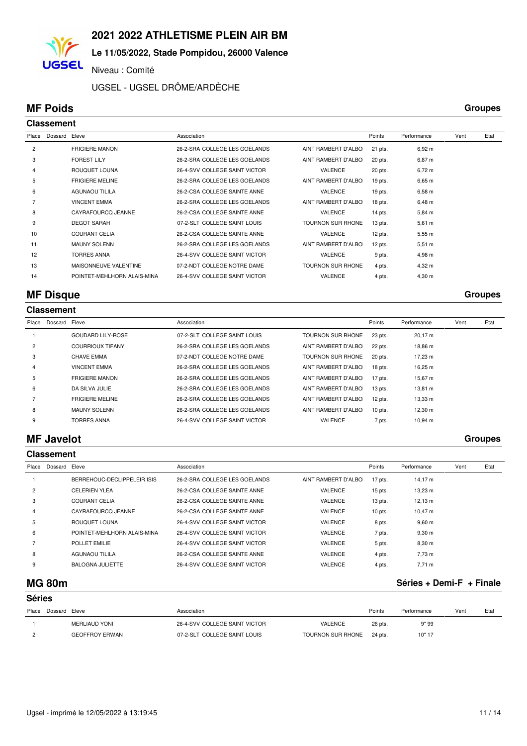# 2021 2022 ATHLETISME PLEIN AIR BM

**Le 11/05/2022, Stade Pompidou, 26000 Valence**

Niveau : Comité

UGSEL - UGSEL DRÔME/ARDÈCHE

## MF Poids

**Groupes**

### Classement

| Place | Dossard | Eleve | Association | | Points | Performance | Vent | Etat |
|---|---|---|---|---|---|---|---|---|
| 2 | | FRIGIERE MANON | 26-2-SRA COLLEGE LES GOELANDS | AINT RAMBERT D'ALBO | 21 pts. | 6,92 m | | |
| 3 | | FOREST LILY | 26-2-SRA COLLEGE LES GOELANDS | AINT RAMBERT D'ALBO | 20 pts. | 6,87 m | | |
| 4 | | ROUQUET LOUNA | 26-4-SVV COLLEGE SAINT VICTOR | VALENCE | 20 pts. | 6,72 m | | |
| 5 | | FRIGIERE MELINE | 26-2-SRA COLLEGE LES GOELANDS | AINT RAMBERT D'ALBO | 19 pts. | 6,65 m | | |
| 6 | | AGUNAOU TILILA | 26-2-CSA COLLEGE SAINTE ANNE | VALENCE | 19 pts. | 6,58 m | | |
| 7 | | VINCENT EMMA | 26-2-SRA COLLEGE LES GOELANDS | AINT RAMBERT D'ALBO | 18 pts. | 6,48 m | | |
| 8 | | CAYRAFOURCQ JEANNE | 26-2-CSA COLLEGE SAINTE ANNE | VALENCE | 14 pts. | 5,84 m | | |
| 9 | | DEGOT SARAH | 07-2-SLT COLLEGE SAINT LOUIS | TOURNON SUR RHONE | 13 pts. | 5,61 m | | |
| 10 | | COURANT CELIA | 26-2-CSA COLLEGE SAINTE ANNE | VALENCE | 12 pts. | 5,55 m | | |
| 11 | | MAUNY SOLENN | 26-2-SRA COLLEGE LES GOELANDS | AINT RAMBERT D'ALBO | 12 pts. | 5,51 m | | |
| 12 | | TORRES ANNA | 26-4-SVV COLLEGE SAINT VICTOR | VALENCE | 9 pts. | 4,98 m | | |
| 13 | | MAISONNEUVE VALENTINE | 07-2-NDT COLLEGE NOTRE DAME | TOURNON SUR RHONE | 4 pts. | 4,32 m | | |
| 14 | | POINTET-MEHLHORN ALAIS-MINA | 26-4-SVV COLLEGE SAINT VICTOR | VALENCE | 4 pts. | 4,30 m | | |

## MF Disque

**Groupes**

### Classement

| Place | Dossard | Eleve | Association | | Points | Performance | Vent | Etat |
|---|---|---|---|---|---|---|---|---|
| 1 | | GOUDARD LILY-ROSE | 07-2-SLT COLLEGE SAINT LOUIS | TOURNON SUR RHONE | 23 pts. | 20,17 m | | |
| 2 | | COURRIOUX TIFANY | 26-2-SRA COLLEGE LES GOELANDS | AINT RAMBERT D'ALBO | 22 pts. | 18,86 m | | |
| 3 | | CHAVE EMMA | 07-2-NDT COLLEGE NOTRE DAME | TOURNON SUR RHONE | 20 pts. | 17,23 m | | |
| 4 | | VINCENT EMMA | 26-2-SRA COLLEGE LES GOELANDS | AINT RAMBERT D'ALBO | 18 pts. | 16,25 m | | |
| 5 | | FRIGIERE MANON | 26-2-SRA COLLEGE LES GOELANDS | AINT RAMBERT D'ALBO | 17 pts. | 15,67 m | | |
| 6 | | DA SILVA JULIE | 26-2-SRA COLLEGE LES GOELANDS | AINT RAMBERT D'ALBO | 13 pts. | 13,81 m | | |
| 7 | | FRIGIERE MELINE | 26-2-SRA COLLEGE LES GOELANDS | AINT RAMBERT D'ALBO | 12 pts. | 13,33 m | | |
| 8 | | MAUNY SOLENN | 26-2-SRA COLLEGE LES GOELANDS | AINT RAMBERT D'ALBO | 10 pts. | 12,30 m | | |
| 9 | | TORRES ANNA | 26-4-SVV COLLEGE SAINT VICTOR | VALENCE | 7 pts. | 10,94 m | | |

## MF Javelot

**Groupes**

### Classement

| Place | Dossard | Eleve | Association | | Points | Performance | Vent | Etat |
|---|---|---|---|---|---|---|---|---|
| 1 | | BERREHOUC-DECLIPPELEIR ISIS | 26-2-SRA COLLEGE LES GOELANDS | AINT RAMBERT D'ALBO | 17 pts. | 14,17 m | | |
| 2 | | CELERIEN YLEA | 26-2-CSA COLLEGE SAINTE ANNE | VALENCE | 15 pts. | 13,23 m | | |
| 3 | | COURANT CELIA | 26-2-CSA COLLEGE SAINTE ANNE | VALENCE | 13 pts. | 12,13 m | | |
| 4 | | CAYRAFOURCQ JEANNE | 26-2-CSA COLLEGE SAINTE ANNE | VALENCE | 10 pts. | 10,47 m | | |
| 5 | | ROUQUET LOUNA | 26-4-SVV COLLEGE SAINT VICTOR | VALENCE | 8 pts. | 9,60 m | | |
| 6 | | POINTET-MEHLHORN ALAIS-MINA | 26-4-SVV COLLEGE SAINT VICTOR | VALENCE | 7 pts. | 9,30 m | | |
| 7 | | POLLET EMILIE | 26-4-SVV COLLEGE SAINT VICTOR | VALENCE | 5 pts. | 8,30 m | | |
| 8 | | AGUNAOU TILILA | 26-2-CSA COLLEGE SAINTE ANNE | VALENCE | 4 pts. | 7,73 m | | |
| 9 | | BALOGNA JULIETTE | 26-4-SVV COLLEGE SAINT VICTOR | VALENCE | 4 pts. | 7,71 m | | |

## MG 80m

**Séries + Demi-F + Finale**

### Séries

| Place | Dossard | Eleve | Association | | Points | Performance | Vent | Etat |
|---|---|---|---|---|---|---|---|---|
| 1 | | MERLIAUD YONI | 26-4-SVV COLLEGE SAINT VICTOR | VALENCE | 26 pts. | 9" 99 | | |
| 2 | | GEOFFROY ERWAN | 07-2-SLT COLLEGE SAINT LOUIS | TOURNON SUR RHONE | 24 pts. | 10" 17 | | |

Ugsel - imprimé le 12/05/2022 à 13:19:45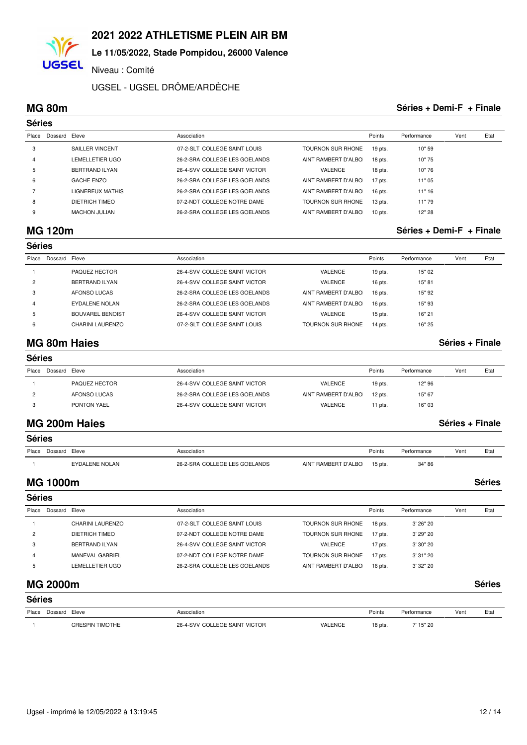# 2021 2022 ATHLETISME PLEIN AIR BM

**Le 11/05/2022, Stade Pompidou, 26000 Valence**

Niveau : Comité

UGSEL - UGSEL DRÔME/ARDÈCHE

## MG 80m

**Séries + Demi-F + Finale**

### Séries

| Place | Dossard | Eleve | Association | | Points | Performance | Vent | Etat |
|---|---|---|---|---|---|---|---|---|
| 3 | | SAILLER VINCENT | 07-2-SLT COLLEGE SAINT LOUIS | TOURNON SUR RHONE | 19 pts. | 10" 59 | | |
| 4 | | LEMELLETIER UGO | 26-2-SRA COLLEGE LES GOELANDS | AINT RAMBERT D'ALBO | 18 pts. | 10" 75 | | |
| 5 | | BERTRAND ILYAN | 26-4-SVV COLLEGE SAINT VICTOR | VALENCE | 18 pts. | 10" 76 | | |
| 6 | | GACHE ENZO | 26-2-SRA COLLEGE LES GOELANDS | AINT RAMBERT D'ALBO | 17 pts. | 11" 05 | | |
| 7 | | LIGNEREUX MATHIS | 26-2-SRA COLLEGE LES GOELANDS | AINT RAMBERT D'ALBO | 16 pts. | 11" 16 | | |
| 8 | | DIETRICH TIMEO | 07-2-NDT COLLEGE NOTRE DAME | TOURNON SUR RHONE | 13 pts. | 11" 79 | | |
| 9 | | MACHON JULIAN | 26-2-SRA COLLEGE LES GOELANDS | AINT RAMBERT D'ALBO | 10 pts. | 12" 28 | | |

## MG 120m

**Séries + Demi-F + Finale**

### Séries

| Place | Dossard | Eleve | Association | | Points | Performance | Vent | Etat |
|---|---|---|---|---|---|---|---|---|
| 1 | | PAQUEZ HECTOR | 26-4-SVV COLLEGE SAINT VICTOR | VALENCE | 19 pts. | 15" 02 | | |
| 2 | | BERTRAND ILYAN | 26-4-SVV COLLEGE SAINT VICTOR | VALENCE | 16 pts. | 15" 81 | | |
| 3 | | AFONSO LUCAS | 26-2-SRA COLLEGE LES GOELANDS | AINT RAMBERT D'ALBO | 16 pts. | 15" 92 | | |
| 4 | | EYDALENE NOLAN | 26-2-SRA COLLEGE LES GOELANDS | AINT RAMBERT D'ALBO | 16 pts. | 15" 93 | | |
| 5 | | BOUVAREL BENOIST | 26-4-SVV COLLEGE SAINT VICTOR | VALENCE | 15 pts. | 16" 21 | | |
| 6 | | CHARINI LAURENZO | 07-2-SLT COLLEGE SAINT LOUIS | TOURNON SUR RHONE | 14 pts. | 16" 25 | | |

## MG 80m Haies

**Séries + Finale**

### Séries

| Place | Dossard | Eleve | Association | | Points | Performance | Vent | Etat |
|---|---|---|---|---|---|---|---|---|
| 1 | | PAQUEZ HECTOR | 26-4-SVV COLLEGE SAINT VICTOR | VALENCE | 19 pts. | 12" 96 | | |
| 2 | | AFONSO LUCAS | 26-2-SRA COLLEGE LES GOELANDS | AINT RAMBERT D'ALBO | 12 pts. | 15" 67 | | |
| 3 | | PONTON YAEL | 26-4-SVV COLLEGE SAINT VICTOR | VALENCE | 11 pts. | 16" 03 | | |

## MG 200m Haies

**Séries + Finale**

### Séries

| Place | Dossard | Eleve | Association | | Points | Performance | Vent | Etat |
|---|---|---|---|---|---|---|---|---|
| 1 | | EYDALENE NOLAN | 26-2-SRA COLLEGE LES GOELANDS | AINT RAMBERT D'ALBO | 15 pts. | 34" 86 | | |

## MG 1000m

**Séries**

### Séries

| Place | Dossard | Eleve | Association | | Points | Performance | Vent | Etat |
|---|---|---|---|---|---|---|---|---|
| 1 | | CHARINI LAURENZO | 07-2-SLT COLLEGE SAINT LOUIS | TOURNON SUR RHONE | 18 pts. | 3' 26" 20 | | |
| 2 | | DIETRICH TIMEO | 07-2-NDT COLLEGE NOTRE DAME | TOURNON SUR RHONE | 17 pts. | 3' 29" 20 | | |
| 3 | | BERTRAND ILYAN | 26-4-SVV COLLEGE SAINT VICTOR | VALENCE | 17 pts. | 3' 30" 20 | | |
| 4 | | MANEVAL GABRIEL | 07-2-NDT COLLEGE NOTRE DAME | TOURNON SUR RHONE | 17 pts. | 3' 31" 20 | | |
| 5 | | LEMELLETIER UGO | 26-2-SRA COLLEGE LES GOELANDS | AINT RAMBERT D'ALBO | 16 pts. | 3' 32" 20 | | |

## MG 2000m

**Séries**

### Séries

| Place | Dossard | Eleve | Association | | Points | Performance | Vent | Etat |
|---|---|---|---|---|---|---|---|---|
| 1 | | CRESPIN TIMOTHE | 26-4-SVV COLLEGE SAINT VICTOR | VALENCE | 18 pts. | 7' 15" 20 | | |

Ugsel - imprimé le 12/05/2022 à 13:19:45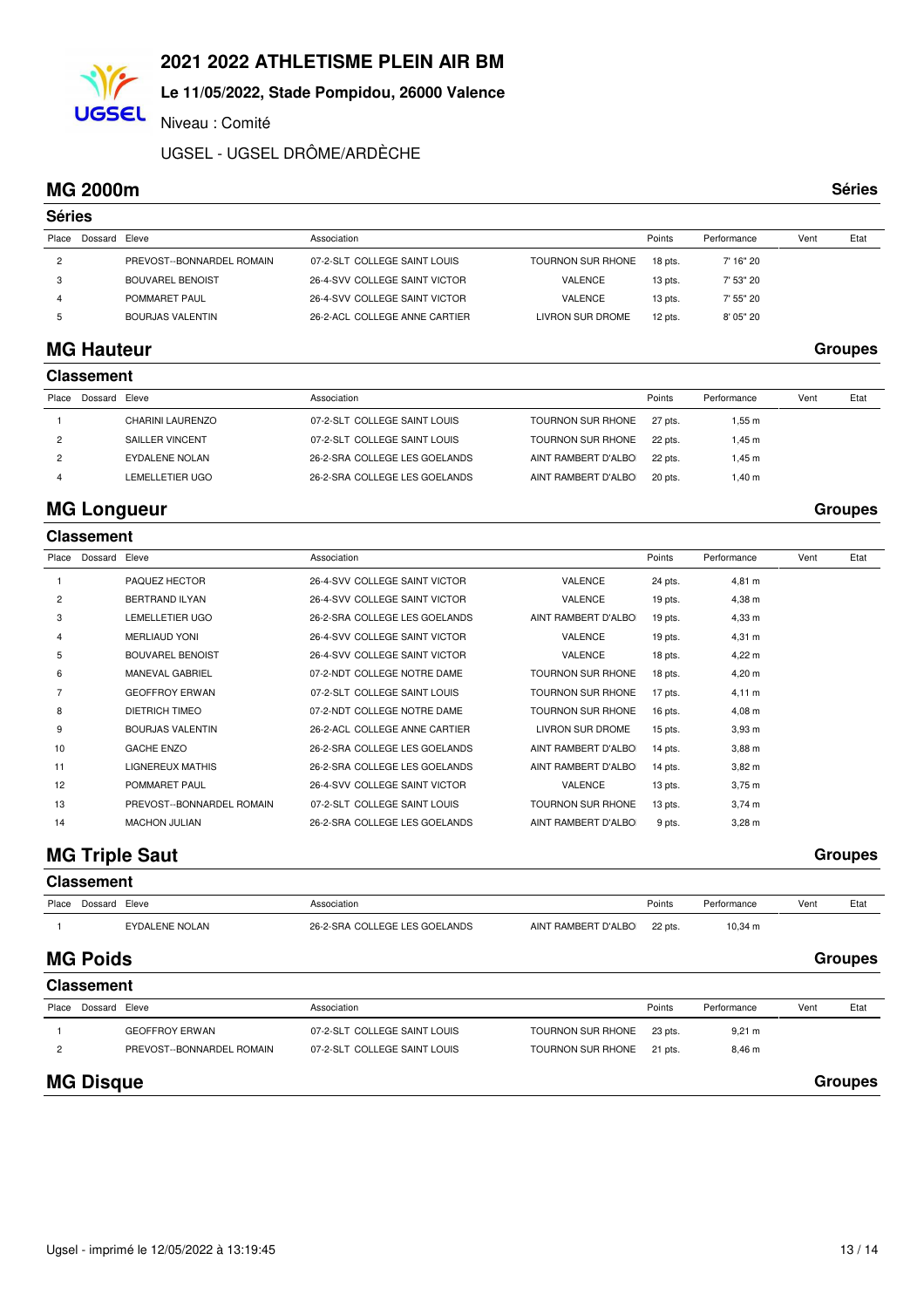# 2021 2022 ATHLETISME PLEIN AIR BM

**Le 11/05/2022, Stade Pompidou, 26000 Valence**

Niveau : Comité

UGSEL - UGSEL DRÔME/ARDÈCHE

## MG 2000m — Séries

### Séries

| Place | Dossard | Eleve | Association | | Points | Performance | Vent | Etat |
|---|---|---|---|---|---|---|---|---|
| 2 | | PREVOST--BONNARDEL ROMAIN | 07-2-SLT COLLEGE SAINT LOUIS | TOURNON SUR RHONE | 18 pts. | 7' 16" 20 | | |
| 3 | | BOUVAREL BENOIST | 26-4-SVV COLLEGE SAINT VICTOR | VALENCE | 13 pts. | 7' 53" 20 | | |
| 4 | | POMMARET PAUL | 26-4-SVV COLLEGE SAINT VICTOR | VALENCE | 13 pts. | 7' 55" 20 | | |
| 5 | | BOURJAS VALENTIN | 26-2-ACL COLLEGE ANNE CARTIER | LIVRON SUR DROME | 12 pts. | 8' 05" 20 | | |

## MG Hauteur — Groupes

### Classement

| Place | Dossard | Eleve | Association | | Points | Performance | Vent | Etat |
|---|---|---|---|---|---|---|---|---|
| 1 | | CHARINI LAURENZO | 07-2-SLT COLLEGE SAINT LOUIS | TOURNON SUR RHONE | 27 pts. | 1,55 m | | |
| 2 | | SAILLER VINCENT | 07-2-SLT COLLEGE SAINT LOUIS | TOURNON SUR RHONE | 22 pts. | 1,45 m | | |
| 2 | | EYDALENE NOLAN | 26-2-SRA COLLEGE LES GOELANDS | AINT RAMBERT D'ALBO | 22 pts. | 1,45 m | | |
| 4 | | LEMELLETIER UGO | 26-2-SRA COLLEGE LES GOELANDS | AINT RAMBERT D'ALBO | 20 pts. | 1,40 m | | |

## MG Longueur — Groupes

### Classement

| Place | Dossard | Eleve | Association | | Points | Performance | Vent | Etat |
|---|---|---|---|---|---|---|---|---|
| 1 | | PAQUEZ HECTOR | 26-4-SVV COLLEGE SAINT VICTOR | VALENCE | 24 pts. | 4,81 m | | |
| 2 | | BERTRAND ILYAN | 26-4-SVV COLLEGE SAINT VICTOR | VALENCE | 19 pts. | 4,38 m | | |
| 3 | | LEMELLETIER UGO | 26-2-SRA COLLEGE LES GOELANDS | AINT RAMBERT D'ALBO | 19 pts. | 4,33 m | | |
| 4 | | MERLIAUD YONI | 26-4-SVV COLLEGE SAINT VICTOR | VALENCE | 19 pts. | 4,31 m | | |
| 5 | | BOUVAREL BENOIST | 26-4-SVV COLLEGE SAINT VICTOR | VALENCE | 18 pts. | 4,22 m | | |
| 6 | | MANEVAL GABRIEL | 07-2-NDT COLLEGE NOTRE DAME | TOURNON SUR RHONE | 18 pts. | 4,20 m | | |
| 7 | | GEOFFROY ERWAN | 07-2-SLT COLLEGE SAINT LOUIS | TOURNON SUR RHONE | 17 pts. | 4,11 m | | |
| 8 | | DIETRICH TIMEO | 07-2-NDT COLLEGE NOTRE DAME | TOURNON SUR RHONE | 16 pts. | 4,08 m | | |
| 9 | | BOURJAS VALENTIN | 26-2-ACL COLLEGE ANNE CARTIER | LIVRON SUR DROME | 15 pts. | 3,93 m | | |
| 10 | | GACHE ENZO | 26-2-SRA COLLEGE LES GOELANDS | AINT RAMBERT D'ALBO | 14 pts. | 3,88 m | | |
| 11 | | LIGNEREUX MATHIS | 26-2-SRA COLLEGE LES GOELANDS | AINT RAMBERT D'ALBO | 14 pts. | 3,82 m | | |
| 12 | | POMMARET PAUL | 26-4-SVV COLLEGE SAINT VICTOR | VALENCE | 13 pts. | 3,75 m | | |
| 13 | | PREVOST--BONNARDEL ROMAIN | 07-2-SLT COLLEGE SAINT LOUIS | TOURNON SUR RHONE | 13 pts. | 3,74 m | | |
| 14 | | MACHON JULIAN | 26-2-SRA COLLEGE LES GOELANDS | AINT RAMBERT D'ALBO | 9 pts. | 3,28 m | | |

## MG Triple Saut — Groupes

### Classement

| Place | Dossard | Eleve | Association | | Points | Performance | Vent | Etat |
|---|---|---|---|---|---|---|---|---|
| 1 | | EYDALENE NOLAN | 26-2-SRA COLLEGE LES GOELANDS | AINT RAMBERT D'ALBO | 22 pts. | 10,34 m | | |

## MG Poids — Groupes

### Classement

| Place | Dossard | Eleve | Association | | Points | Performance | Vent | Etat |
|---|---|---|---|---|---|---|---|---|
| 1 | | GEOFFROY ERWAN | 07-2-SLT COLLEGE SAINT LOUIS | TOURNON SUR RHONE | 23 pts. | 9,21 m | | |
| 2 | | PREVOST--BONNARDEL ROMAIN | 07-2-SLT COLLEGE SAINT LOUIS | TOURNON SUR RHONE | 21 pts. | 8,46 m | | |

## MG Disque — Groupes

Ugsel - imprimé le 12/05/2022 à 13:19:45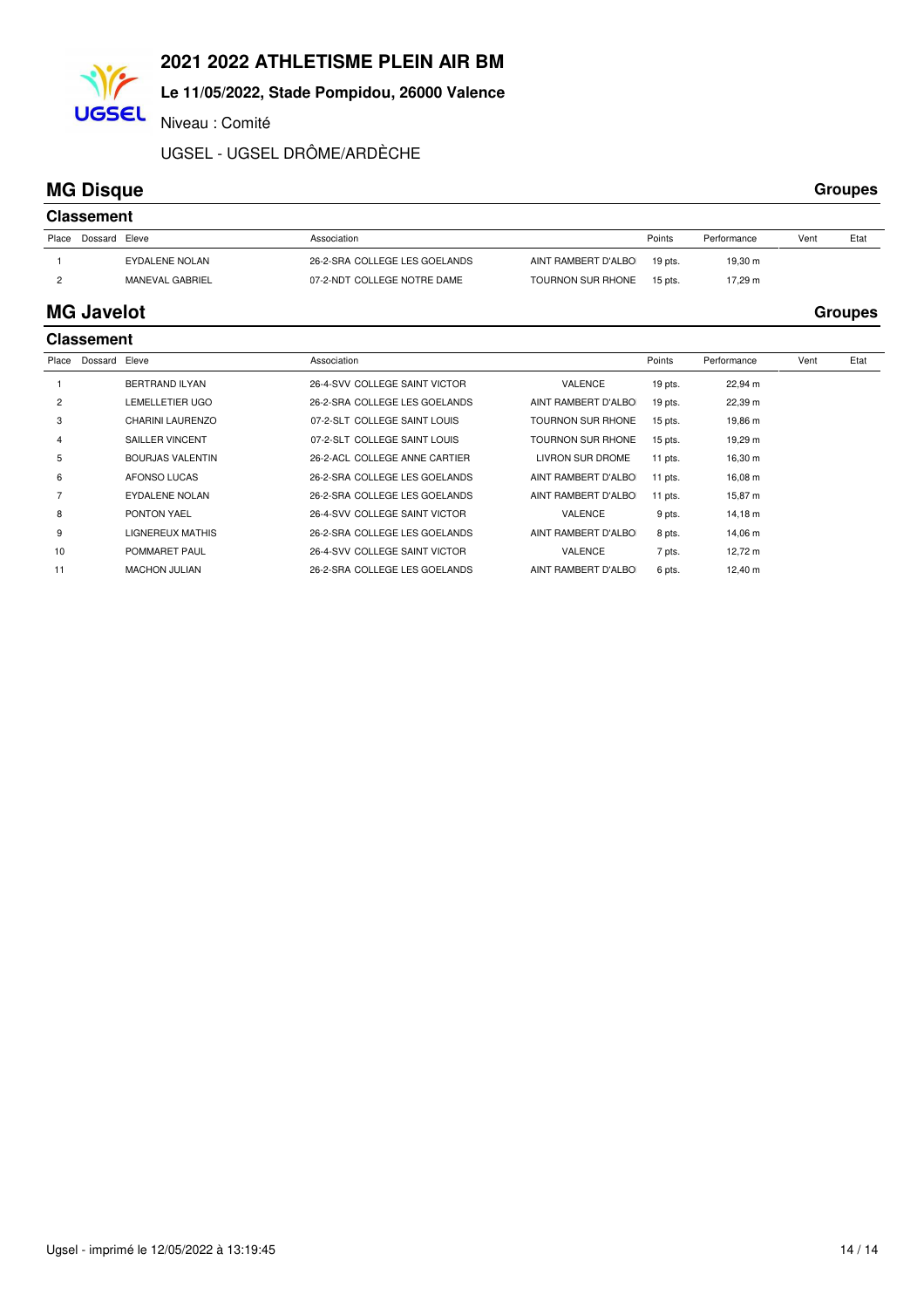# 2021 2022 ATHLETISME PLEIN AIR BM

**Le 11/05/2022, Stade Pompidou, 26000 Valence**

Niveau : Comité

UGSEL - UGSEL DRÔME/ARDÈCHE

## MG Disque

**Groupes**

### Classement

| Place | Dossard | Eleve | Association | | Points | Performance | Vent | Etat |
|---|---|---|---|---|---|---|---|---|
| 1 | | EYDALENE NOLAN | 26-2-SRA COLLEGE LES GOELANDS | AINT RAMBERT D'ALBO | 19 pts. | 19,30 m | | |
| 2 | | MANEVAL GABRIEL | 07-2-NDT COLLEGE NOTRE DAME | TOURNON SUR RHONE | 15 pts. | 17,29 m | | |

## MG Javelot

**Groupes**

### Classement

| Place | Dossard | Eleve | Association | | Points | Performance | Vent | Etat |
|---|---|---|---|---|---|---|---|---|
| 1 | | BERTRAND ILYAN | 26-4-SVV COLLEGE SAINT VICTOR | VALENCE | 19 pts. | 22,94 m | | |
| 2 | | LEMELLETIER UGO | 26-2-SRA COLLEGE LES GOELANDS | AINT RAMBERT D'ALBO | 19 pts. | 22,39 m | | |
| 3 | | CHARINI LAURENZO | 07-2-SLT COLLEGE SAINT LOUIS | TOURNON SUR RHONE | 15 pts. | 19,86 m | | |
| 4 | | SAILLER VINCENT | 07-2-SLT COLLEGE SAINT LOUIS | TOURNON SUR RHONE | 15 pts. | 19,29 m | | |
| 5 | | BOURJAS VALENTIN | 26-2-ACL COLLEGE ANNE CARTIER | LIVRON SUR DROME | 11 pts. | 16,30 m | | |
| 6 | | AFONSO LUCAS | 26-2-SRA COLLEGE LES GOELANDS | AINT RAMBERT D'ALBO | 11 pts. | 16,08 m | | |
| 7 | | EYDALENE NOLAN | 26-2-SRA COLLEGE LES GOELANDS | AINT RAMBERT D'ALBO | 11 pts. | 15,87 m | | |
| 8 | | PONTON YAEL | 26-4-SVV COLLEGE SAINT VICTOR | VALENCE | 9 pts. | 14,18 m | | |
| 9 | | LIGNEREUX MATHIS | 26-2-SRA COLLEGE LES GOELANDS | AINT RAMBERT D'ALBO | 8 pts. | 14,06 m | | |
| 10 | | POMMARET PAUL | 26-4-SVV COLLEGE SAINT VICTOR | VALENCE | 7 pts. | 12,72 m | | |
| 11 | | MACHON JULIAN | 26-2-SRA COLLEGE LES GOELANDS | AINT RAMBERT D'ALBO | 6 pts. | 12,40 m | | |

Ugsel - imprimé le 12/05/2022 à 13:19:45